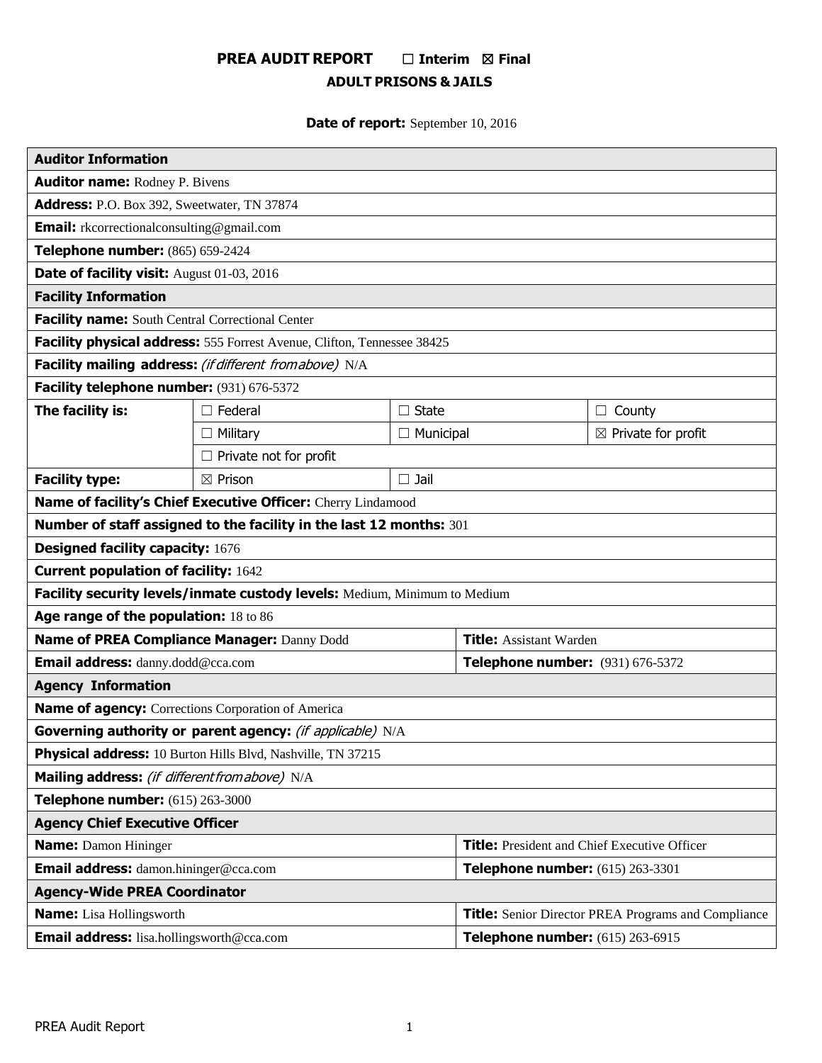# PREA AUDIT REPORT ☐ Interim ☒ Final

## ADULT PRISONS & JAILS

**Date of report:** September 10, 2016

| **Auditor Information** | | | |
|---|---|---|---|
| **Auditor name:** Rodney P. Bivens | | | |
| **Address:** P.O. Box 392, Sweetwater, TN 37874 | | | |
| **Email:** rkcorrectionalconsulting@gmail.com | | | |
| **Telephone number:** (865) 659-2424 | | | |
| **Date of facility visit:** August 01-03, 2016 | | | |
| **Facility Information** | | | |
| **Facility name:** South Central Correctional Center | | | |
| **Facility physical address:** 555 Forrest Avenue, Clifton, Tennessee 38425 | | | |
| **Facility mailing address:** *(if different from above)* N/A | | | |
| **Facility telephone number:** (931) 676-5372 | | | |
| **The facility is:** | ☐ Federal | ☐ State | ☐ County |
| | ☐ Military | ☐ Municipal | ☒ Private for profit |
| | ☐ Private not for profit | | |
| **Facility type:** | ☒ Prison | ☐ Jail | |
| **Name of facility's Chief Executive Officer:** Cherry Lindamood | | | |
| **Number of staff assigned to the facility in the last 12 months:** 301 | | | |
| **Designed facility capacity:** 1676 | | | |
| **Current population of facility:** 1642 | | | |
| **Facility security levels/inmate custody levels:** Medium, Minimum to Medium | | | |
| **Age range of the population:** 18 to 86 | | | |
| **Name of PREA Compliance Manager:** Danny Dodd | | **Title:** Assistant Warden | |
| **Email address:** danny.dodd@cca.com | | **Telephone number:** (931) 676-5372 | |
| **Agency Information** | | | |
| **Name of agency:** Corrections Corporation of America | | | |
| **Governing authority or parent agency:** *(if applicable)* N/A | | | |
| **Physical address:** 10 Burton Hills Blvd, Nashville, TN 37215 | | | |
| **Mailing address:** *(if different from above)* N/A | | | |
| **Telephone number:** (615) 263-3000 | | | |
| **Agency Chief Executive Officer** | | | |
| **Name:** Damon Hininger | | **Title:** President and Chief Executive Officer | |
| **Email address:** damon.hininger@cca.com | | **Telephone number:** (615) 263-3301 | |
| **Agency-Wide PREA Coordinator** | | | |
| **Name:** Lisa Hollingsworth | | **Title:** Senior Director PREA Programs and Compliance | |
| **Email address:** lisa.hollingsworth@cca.com | | **Telephone number:** (615) 263-6915 | |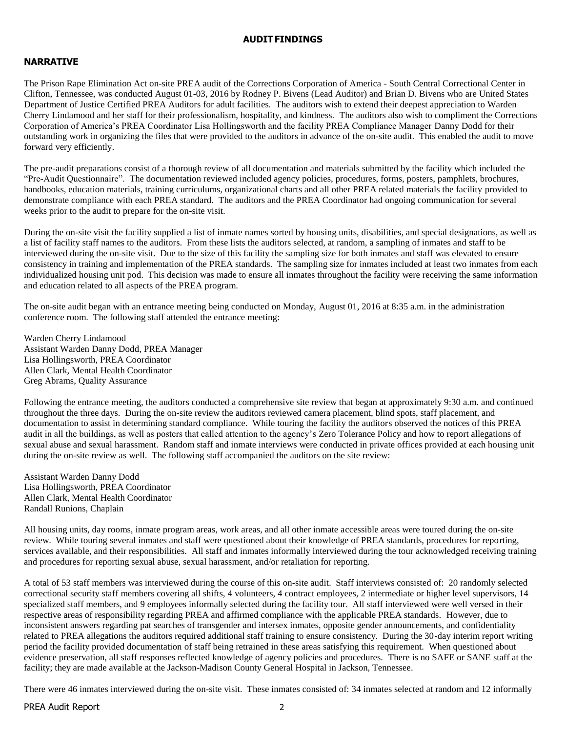## AUDIT FINDINGS

### NARRATIVE

The Prison Rape Elimination Act on-site PREA audit of the Corrections Corporation of America - South Central Correctional Center in Clifton, Tennessee, was conducted August 01-03, 2016 by Rodney P. Bivens (Lead Auditor) and Brian D. Bivens who are United States Department of Justice Certified PREA Auditors for adult facilities. The auditors wish to extend their deepest appreciation to Warden Cherry Lindamood and her staff for their professionalism, hospitality, and kindness. The auditors also wish to compliment the Corrections Corporation of America's PREA Coordinator Lisa Hollingsworth and the facility PREA Compliance Manager Danny Dodd for their outstanding work in organizing the files that were provided to the auditors in advance of the on-site audit. This enabled the audit to move forward very efficiently.

The pre-audit preparations consist of a thorough review of all documentation and materials submitted by the facility which included the "Pre-Audit Questionnaire". The documentation reviewed included agency policies, procedures, forms, posters, pamphlets, brochures, handbooks, education materials, training curriculums, organizational charts and all other PREA related materials the facility provided to demonstrate compliance with each PREA standard. The auditors and the PREA Coordinator had ongoing communication for several weeks prior to the audit to prepare for the on-site visit.

During the on-site visit the facility supplied a list of inmate names sorted by housing units, disabilities, and special designations, as well as a list of facility staff names to the auditors. From these lists the auditors selected, at random, a sampling of inmates and staff to be interviewed during the on-site visit. Due to the size of this facility the sampling size for both inmates and staff was elevated to ensure consistency in training and implementation of the PREA standards. The sampling size for inmates included at least two inmates from each individualized housing unit pod. This decision was made to ensure all inmates throughout the facility were receiving the same information and education related to all aspects of the PREA program.

The on-site audit began with an entrance meeting being conducted on Monday, August 01, 2016 at 8:35 a.m. in the administration conference room. The following staff attended the entrance meeting:

Warden Cherry Lindamood
Assistant Warden Danny Dodd, PREA Manager
Lisa Hollingsworth, PREA Coordinator
Allen Clark, Mental Health Coordinator
Greg Abrams, Quality Assurance

Following the entrance meeting, the auditors conducted a comprehensive site review that began at approximately 9:30 a.m. and continued throughout the three days. During the on-site review the auditors reviewed camera placement, blind spots, staff placement, and documentation to assist in determining standard compliance. While touring the facility the auditors observed the notices of this PREA audit in all the buildings, as well as posters that called attention to the agency's Zero Tolerance Policy and how to report allegations of sexual abuse and sexual harassment. Random staff and inmate interviews were conducted in private offices provided at each housing unit during the on-site review as well. The following staff accompanied the auditors on the site review:

Assistant Warden Danny Dodd
Lisa Hollingsworth, PREA Coordinator
Allen Clark, Mental Health Coordinator
Randall Runions, Chaplain

All housing units, day rooms, inmate program areas, work areas, and all other inmate accessible areas were toured during the on-site review. While touring several inmates and staff were questioned about their knowledge of PREA standards, procedures for reporting, services available, and their responsibilities. All staff and inmates informally interviewed during the tour acknowledged receiving training and procedures for reporting sexual abuse, sexual harassment, and/or retaliation for reporting.

A total of 53 staff members was interviewed during the course of this on-site audit. Staff interviews consisted of: 20 randomly selected correctional security staff members covering all shifts, 4 volunteers, 4 contract employees, 2 intermediate or higher level supervisors, 14 specialized staff members, and 9 employees informally selected during the facility tour. All staff interviewed were well versed in their respective areas of responsibility regarding PREA and affirmed compliance with the applicable PREA standards. However, due to inconsistent answers regarding pat searches of transgender and intersex inmates, opposite gender announcements, and confidentiality related to PREA allegations the auditors required additional staff training to ensure consistency. During the 30-day interim report writing period the facility provided documentation of staff being retrained in these areas satisfying this requirement. When questioned about evidence preservation, all staff responses reflected knowledge of agency policies and procedures. There is no SAFE or SANE staff at the facility; they are made available at the Jackson-Madison County General Hospital in Jackson, Tennessee.

There were 46 inmates interviewed during the on-site visit. These inmates consisted of: 34 inmates selected at random and 12 informally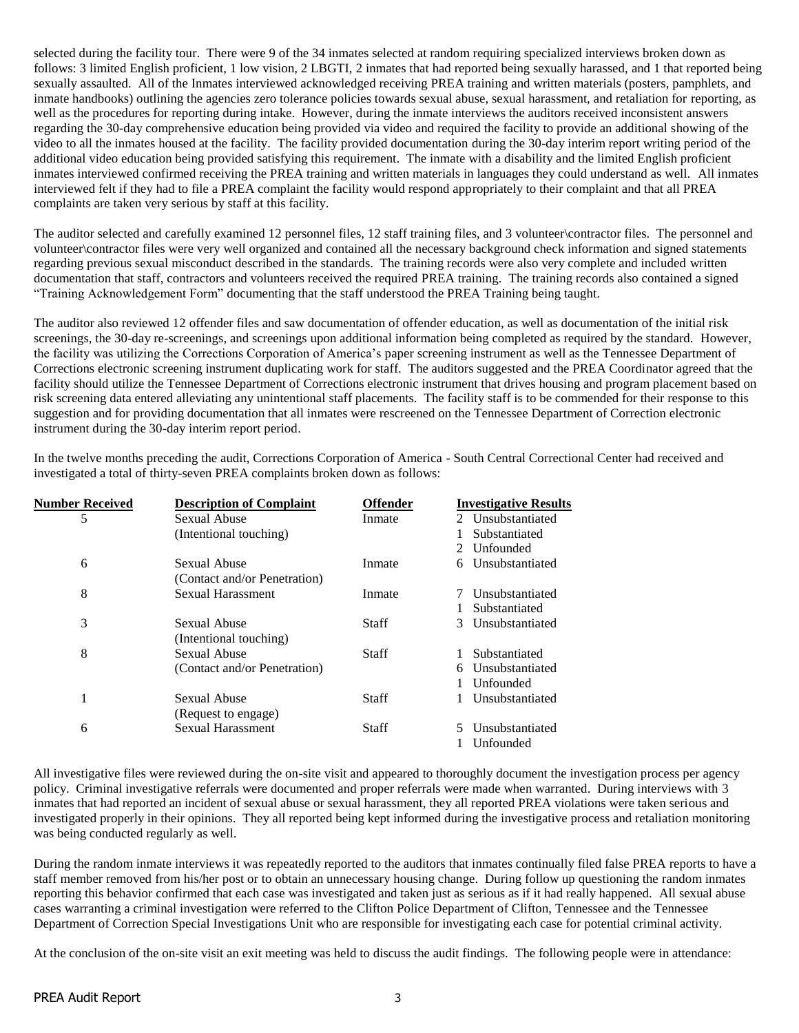selected during the facility tour. There were 9 of the 34 inmates selected at random requiring specialized interviews broken down as follows: 3 limited English proficient, 1 low vision, 2 LBGTI, 2 inmates that had reported being sexually harassed, and 1 that reported being sexually assaulted. All of the Inmates interviewed acknowledged receiving PREA training and written materials (posters, pamphlets, and inmate handbooks) outlining the agencies zero tolerance policies towards sexual abuse, sexual harassment, and retaliation for reporting, as well as the procedures for reporting during intake. However, during the inmate interviews the auditors received inconsistent answers regarding the 30-day comprehensive education being provided via video and required the facility to provide an additional showing of the video to all the inmates housed at the facility. The facility provided documentation during the 30-day interim report writing period of the additional video education being provided satisfying this requirement. The inmate with a disability and the limited English proficient inmates interviewed confirmed receiving the PREA training and written materials in languages they could understand as well. All inmates interviewed felt if they had to file a PREA complaint the facility would respond appropriately to their complaint and that all PREA complaints are taken very serious by staff at this facility.

The auditor selected and carefully examined 12 personnel files, 12 staff training files, and 3 volunteer\contractor files. The personnel and volunteer\contractor files were very well organized and contained all the necessary background check information and signed statements regarding previous sexual misconduct described in the standards. The training records were also very complete and included written documentation that staff, contractors and volunteers received the required PREA training. The training records also contained a signed "Training Acknowledgement Form" documenting that the staff understood the PREA Training being taught.

The auditor also reviewed 12 offender files and saw documentation of offender education, as well as documentation of the initial risk screenings, the 30-day re-screenings, and screenings upon additional information being completed as required by the standard. However, the facility was utilizing the Corrections Corporation of America's paper screening instrument as well as the Tennessee Department of Corrections electronic screening instrument duplicating work for staff. The auditors suggested and the PREA Coordinator agreed that the facility should utilize the Tennessee Department of Corrections electronic instrument that drives housing and program placement based on risk screening data entered alleviating any unintentional staff placements. The facility staff is to be commended for their response to this suggestion and for providing documentation that all inmates were rescreened on the Tennessee Department of Correction electronic instrument during the 30-day interim report period.

In the twelve months preceding the audit, Corrections Corporation of America - South Central Correctional Center had received and investigated a total of thirty-seven PREA complaints broken down as follows:

| Number Received | Description of Complaint | Offender | Investigative Results |
|---|---|---|---|
| 5 | Sexual Abuse (Intentional touching) | Inmate | 2 Unsubstantiated<br>1 Substantiated<br>2 Unfounded |
| 6 | Sexual Abuse (Contact and/or Penetration) | Inmate | 6 Unsubstantiated |
| 8 | Sexual Harassment | Inmate | 7 Unsubstantiated<br>1 Substantiated |
| 3 | Sexual Abuse (Intentional touching) | Staff | 3 Unsubstantiated |
| 8 | Sexual Abuse (Contact and/or Penetration) | Staff | 1 Substantiated<br>6 Unsubstantiated<br>1 Unfounded |
| 1 | Sexual Abuse (Request to engage) | Staff | 1 Unsubstantiated |
| 6 | Sexual Harassment | Staff | 5 Unsubstantiated<br>1 Unfounded |

All investigative files were reviewed during the on-site visit and appeared to thoroughly document the investigation process per agency policy. Criminal investigative referrals were documented and proper referrals were made when warranted. During interviews with 3 inmates that had reported an incident of sexual abuse or sexual harassment, they all reported PREA violations were taken serious and investigated properly in their opinions. They all reported being kept informed during the investigative process and retaliation monitoring was being conducted regularly as well.

During the random inmate interviews it was repeatedly reported to the auditors that inmates continually filed false PREA reports to have a staff member removed from his/her post or to obtain an unnecessary housing change. During follow up questioning the random inmates reporting this behavior confirmed that each case was investigated and taken just as serious as if it had really happened. All sexual abuse cases warranting a criminal investigation were referred to the Clifton Police Department of Clifton, Tennessee and the Tennessee Department of Correction Special Investigations Unit who are responsible for investigating each case for potential criminal activity.

At the conclusion of the on-site visit an exit meeting was held to discuss the audit findings. The following people were in attendance: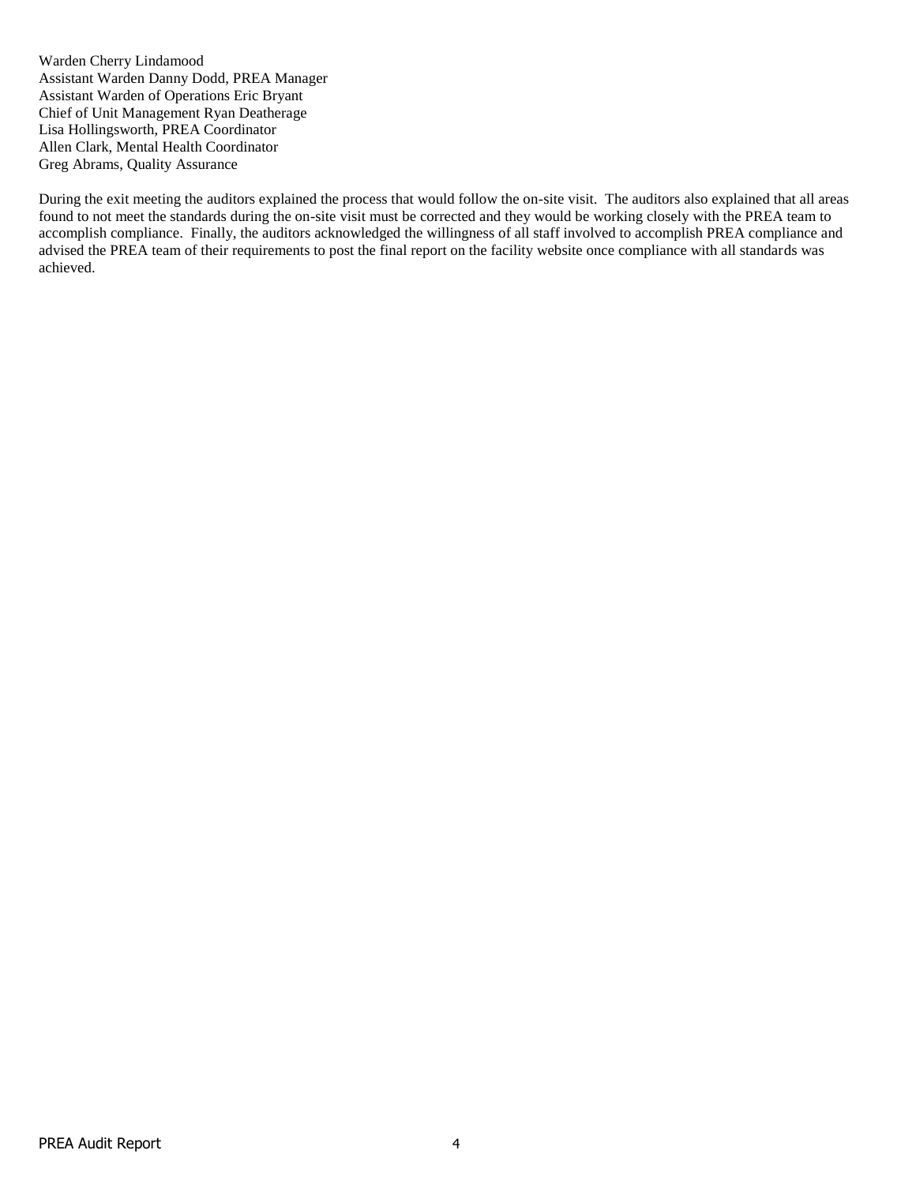Warden Cherry Lindamood
Assistant Warden Danny Dodd, PREA Manager
Assistant Warden of Operations Eric Bryant
Chief of Unit Management Ryan Deatherage
Lisa Hollingsworth, PREA Coordinator
Allen Clark, Mental Health Coordinator
Greg Abrams, Quality Assurance

During the exit meeting the auditors explained the process that would follow the on-site visit. The auditors also explained that all areas found to not meet the standards during the on-site visit must be corrected and they would be working closely with the PREA team to accomplish compliance. Finally, the auditors acknowledged the willingness of all staff involved to accomplish PREA compliance and advised the PREA team of their requirements to post the final report on the facility website once compliance with all standards was achieved.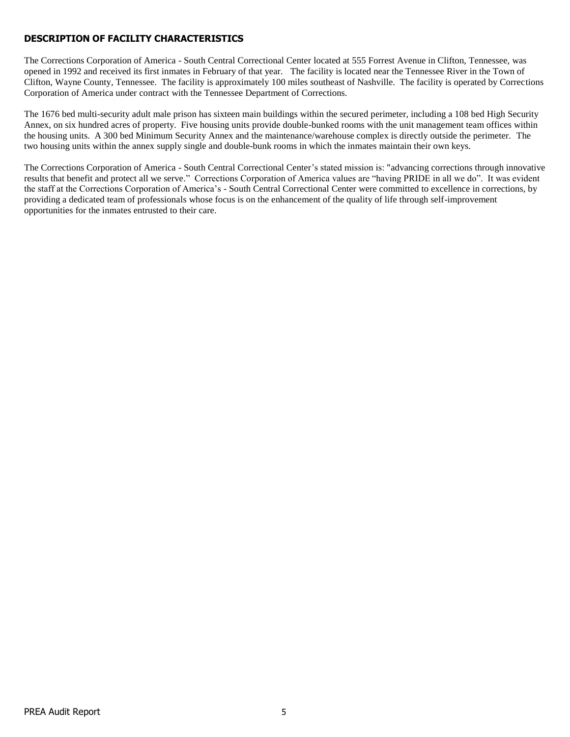## DESCRIPTION OF FACILITY CHARACTERISTICS

The Corrections Corporation of America - South Central Correctional Center located at 555 Forrest Avenue in Clifton, Tennessee, was opened in 1992 and received its first inmates in February of that year. The facility is located near the Tennessee River in the Town of Clifton, Wayne County, Tennessee. The facility is approximately 100 miles southeast of Nashville. The facility is operated by Corrections Corporation of America under contract with the Tennessee Department of Corrections.

The 1676 bed multi-security adult male prison has sixteen main buildings within the secured perimeter, including a 108 bed High Security Annex, on six hundred acres of property. Five housing units provide double-bunked rooms with the unit management team offices within the housing units. A 300 bed Minimum Security Annex and the maintenance/warehouse complex is directly outside the perimeter. The two housing units within the annex supply single and double-bunk rooms in which the inmates maintain their own keys.

The Corrections Corporation of America - South Central Correctional Center's stated mission is: "advancing corrections through innovative results that benefit and protect all we serve." Corrections Corporation of America values are "having PRIDE in all we do". It was evident the staff at the Corrections Corporation of America's - South Central Correctional Center were committed to excellence in corrections, by providing a dedicated team of professionals whose focus is on the enhancement of the quality of life through self-improvement opportunities for the inmates entrusted to their care.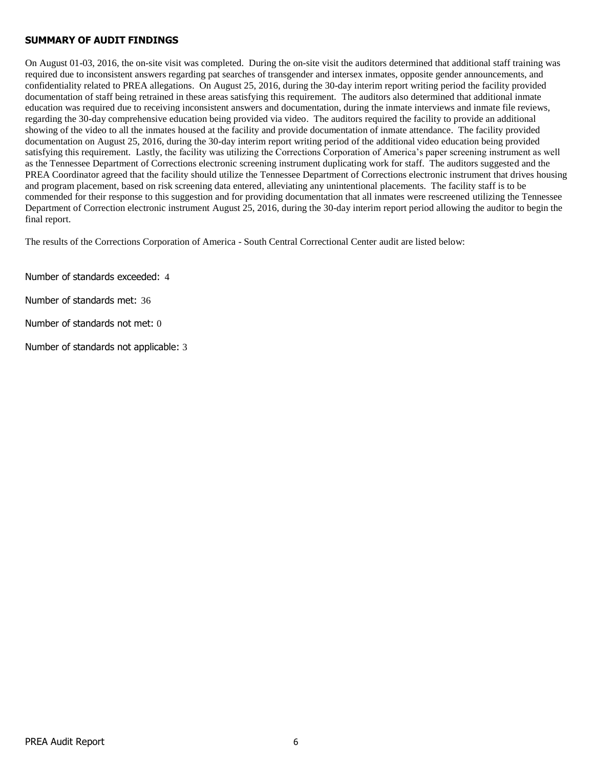## SUMMARY OF AUDIT FINDINGS

On August 01-03, 2016, the on-site visit was completed. During the on-site visit the auditors determined that additional staff training was required due to inconsistent answers regarding pat searches of transgender and intersex inmates, opposite gender announcements, and confidentiality related to PREA allegations. On August 25, 2016, during the 30-day interim report writing period the facility provided documentation of staff being retrained in these areas satisfying this requirement. The auditors also determined that additional inmate education was required due to receiving inconsistent answers and documentation, during the inmate interviews and inmate file reviews, regarding the 30-day comprehensive education being provided via video. The auditors required the facility to provide an additional showing of the video to all the inmates housed at the facility and provide documentation of inmate attendance. The facility provided documentation on August 25, 2016, during the 30-day interim report writing period of the additional video education being provided satisfying this requirement. Lastly, the facility was utilizing the Corrections Corporation of America's paper screening instrument as well as the Tennessee Department of Corrections electronic screening instrument duplicating work for staff. The auditors suggested and the PREA Coordinator agreed that the facility should utilize the Tennessee Department of Corrections electronic instrument that drives housing and program placement, based on risk screening data entered, alleviating any unintentional placements. The facility staff is to be commended for their response to this suggestion and for providing documentation that all inmates were rescreened utilizing the Tennessee Department of Correction electronic instrument August 25, 2016, during the 30-day interim report period allowing the auditor to begin the final report.

The results of the Corrections Corporation of America - South Central Correctional Center audit are listed below:

Number of standards exceeded: 4

Number of standards met: 36

Number of standards not met: 0

Number of standards not applicable: 3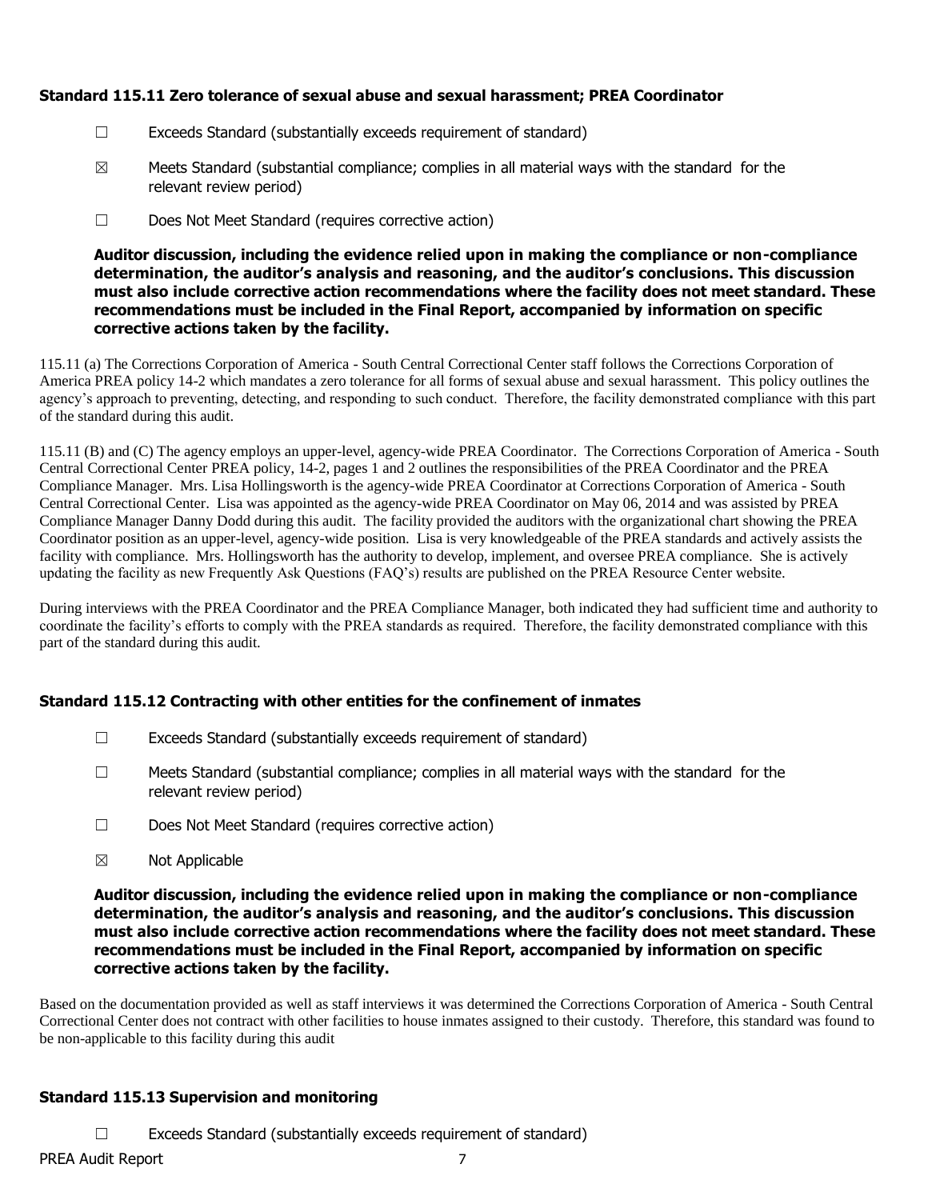### Standard 115.11 Zero tolerance of sexual abuse and sexual harassment; PREA Coordinator

☐ Exceeds Standard (substantially exceeds requirement of standard)

☒ Meets Standard (substantial compliance; complies in all material ways with the standard for the relevant review period)

☐ Does Not Meet Standard (requires corrective action)

**Auditor discussion, including the evidence relied upon in making the compliance or non-compliance determination, the auditor's analysis and reasoning, and the auditor's conclusions. This discussion must also include corrective action recommendations where the facility does not meet standard. These recommendations must be included in the Final Report, accompanied by information on specific corrective actions taken by the facility.**

115.11 (a) The Corrections Corporation of America - South Central Correctional Center staff follows the Corrections Corporation of America PREA policy 14-2 which mandates a zero tolerance for all forms of sexual abuse and sexual harassment. This policy outlines the agency's approach to preventing, detecting, and responding to such conduct. Therefore, the facility demonstrated compliance with this part of the standard during this audit.

115.11 (B) and (C) The agency employs an upper-level, agency-wide PREA Coordinator. The Corrections Corporation of America - South Central Correctional Center PREA policy, 14-2, pages 1 and 2 outlines the responsibilities of the PREA Coordinator and the PREA Compliance Manager. Mrs. Lisa Hollingsworth is the agency-wide PREA Coordinator at Corrections Corporation of America - South Central Correctional Center. Lisa was appointed as the agency-wide PREA Coordinator on May 06, 2014 and was assisted by PREA Compliance Manager Danny Dodd during this audit. The facility provided the auditors with the organizational chart showing the PREA Coordinator position as an upper-level, agency-wide position. Lisa is very knowledgeable of the PREA standards and actively assists the facility with compliance. Mrs. Hollingsworth has the authority to develop, implement, and oversee PREA compliance. She is actively updating the facility as new Frequently Ask Questions (FAQ's) results are published on the PREA Resource Center website.

During interviews with the PREA Coordinator and the PREA Compliance Manager, both indicated they had sufficient time and authority to coordinate the facility's efforts to comply with the PREA standards as required. Therefore, the facility demonstrated compliance with this part of the standard during this audit.

### Standard 115.12 Contracting with other entities for the confinement of inmates

☐ Exceeds Standard (substantially exceeds requirement of standard)

☐ Meets Standard (substantial compliance; complies in all material ways with the standard for the relevant review period)

☐ Does Not Meet Standard (requires corrective action)

☒ Not Applicable

**Auditor discussion, including the evidence relied upon in making the compliance or non-compliance determination, the auditor's analysis and reasoning, and the auditor's conclusions. This discussion must also include corrective action recommendations where the facility does not meet standard. These recommendations must be included in the Final Report, accompanied by information on specific corrective actions taken by the facility.**

Based on the documentation provided as well as staff interviews it was determined the Corrections Corporation of America - South Central Correctional Center does not contract with other facilities to house inmates assigned to their custody. Therefore, this standard was found to be non-applicable to this facility during this audit

### Standard 115.13 Supervision and monitoring

☐ Exceeds Standard (substantially exceeds requirement of standard)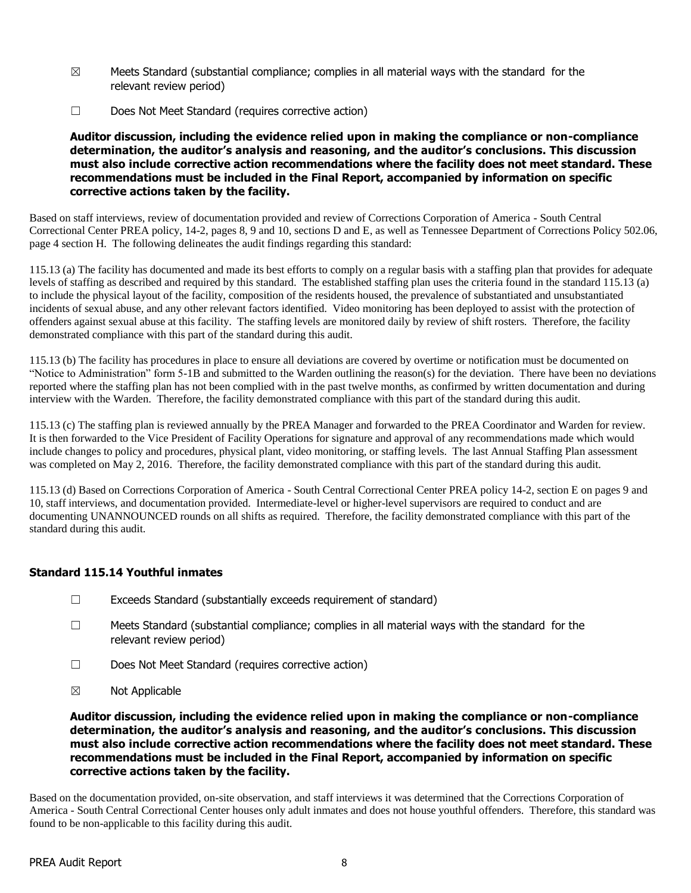☒ Meets Standard (substantial compliance; complies in all material ways with the standard for the relevant review period)

☐ Does Not Meet Standard (requires corrective action)

**Auditor discussion, including the evidence relied upon in making the compliance or non-compliance determination, the auditor's analysis and reasoning, and the auditor's conclusions. This discussion must also include corrective action recommendations where the facility does not meet standard. These recommendations must be included in the Final Report, accompanied by information on specific corrective actions taken by the facility.**

Based on staff interviews, review of documentation provided and review of Corrections Corporation of America - South Central Correctional Center PREA policy, 14-2, pages 8, 9 and 10, sections D and E, as well as Tennessee Department of Corrections Policy 502.06, page 4 section H. The following delineates the audit findings regarding this standard:

115.13 (a) The facility has documented and made its best efforts to comply on a regular basis with a staffing plan that provides for adequate levels of staffing as described and required by this standard. The established staffing plan uses the criteria found in the standard 115.13 (a) to include the physical layout of the facility, composition of the residents housed, the prevalence of substantiated and unsubstantiated incidents of sexual abuse, and any other relevant factors identified. Video monitoring has been deployed to assist with the protection of offenders against sexual abuse at this facility. The staffing levels are monitored daily by review of shift rosters. Therefore, the facility demonstrated compliance with this part of the standard during this audit.

115.13 (b) The facility has procedures in place to ensure all deviations are covered by overtime or notification must be documented on "Notice to Administration" form 5-1B and submitted to the Warden outlining the reason(s) for the deviation. There have been no deviations reported where the staffing plan has not been complied with in the past twelve months, as confirmed by written documentation and during interview with the Warden. Therefore, the facility demonstrated compliance with this part of the standard during this audit.

115.13 (c) The staffing plan is reviewed annually by the PREA Manager and forwarded to the PREA Coordinator and Warden for review. It is then forwarded to the Vice President of Facility Operations for signature and approval of any recommendations made which would include changes to policy and procedures, physical plant, video monitoring, or staffing levels. The last Annual Staffing Plan assessment was completed on May 2, 2016. Therefore, the facility demonstrated compliance with this part of the standard during this audit.

115.13 (d) Based on Corrections Corporation of America - South Central Correctional Center PREA policy 14-2, section E on pages 9 and 10, staff interviews, and documentation provided. Intermediate-level or higher-level supervisors are required to conduct and are documenting UNANNOUNCED rounds on all shifts as required. Therefore, the facility demonstrated compliance with this part of the standard during this audit.

### Standard 115.14 Youthful inmates

☐ Exceeds Standard (substantially exceeds requirement of standard)

☐ Meets Standard (substantial compliance; complies in all material ways with the standard for the relevant review period)

☐ Does Not Meet Standard (requires corrective action)

☒ Not Applicable

**Auditor discussion, including the evidence relied upon in making the compliance or non-compliance determination, the auditor's analysis and reasoning, and the auditor's conclusions. This discussion must also include corrective action recommendations where the facility does not meet standard. These recommendations must be included in the Final Report, accompanied by information on specific corrective actions taken by the facility.**

Based on the documentation provided, on-site observation, and staff interviews it was determined that the Corrections Corporation of America - South Central Correctional Center houses only adult inmates and does not house youthful offenders. Therefore, this standard was found to be non-applicable to this facility during this audit.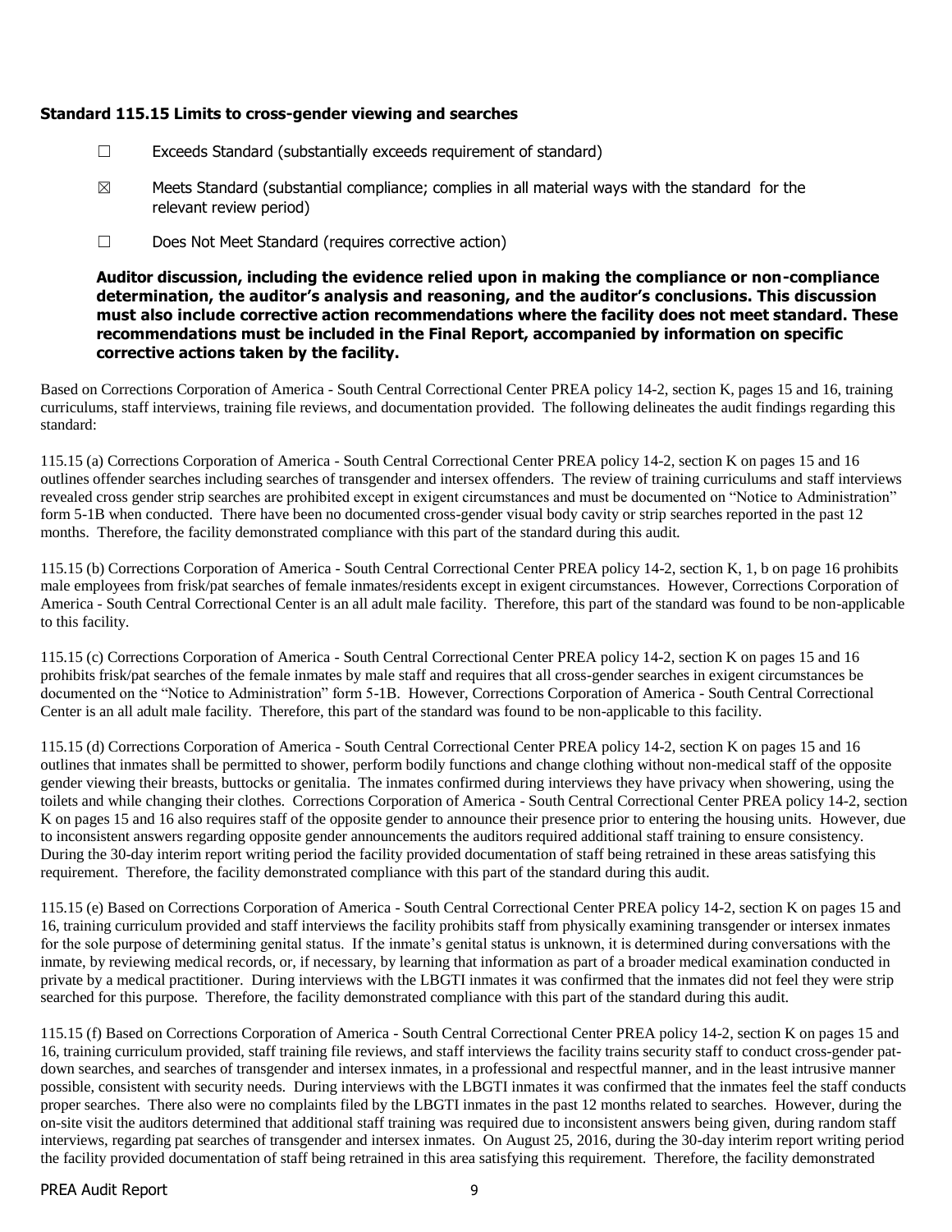### Standard 115.15 Limits to cross-gender viewing and searches

☐ Exceeds Standard (substantially exceeds requirement of standard)

☒ Meets Standard (substantial compliance; complies in all material ways with the standard for the relevant review period)

☐ Does Not Meet Standard (requires corrective action)

**Auditor discussion, including the evidence relied upon in making the compliance or non-compliance determination, the auditor's analysis and reasoning, and the auditor's conclusions. This discussion must also include corrective action recommendations where the facility does not meet standard. These recommendations must be included in the Final Report, accompanied by information on specific corrective actions taken by the facility.**

Based on Corrections Corporation of America - South Central Correctional Center PREA policy 14-2, section K, pages 15 and 16, training curriculums, staff interviews, training file reviews, and documentation provided. The following delineates the audit findings regarding this standard:

115.15 (a) Corrections Corporation of America - South Central Correctional Center PREA policy 14-2, section K on pages 15 and 16 outlines offender searches including searches of transgender and intersex offenders. The review of training curriculums and staff interviews revealed cross gender strip searches are prohibited except in exigent circumstances and must be documented on "Notice to Administration" form 5-1B when conducted. There have been no documented cross-gender visual body cavity or strip searches reported in the past 12 months. Therefore, the facility demonstrated compliance with this part of the standard during this audit.

115.15 (b) Corrections Corporation of America - South Central Correctional Center PREA policy 14-2, section K, 1, b on page 16 prohibits male employees from frisk/pat searches of female inmates/residents except in exigent circumstances. However, Corrections Corporation of America - South Central Correctional Center is an all adult male facility. Therefore, this part of the standard was found to be non-applicable to this facility.

115.15 (c) Corrections Corporation of America - South Central Correctional Center PREA policy 14-2, section K on pages 15 and 16 prohibits frisk/pat searches of the female inmates by male staff and requires that all cross-gender searches in exigent circumstances be documented on the "Notice to Administration" form 5-1B. However, Corrections Corporation of America - South Central Correctional Center is an all adult male facility. Therefore, this part of the standard was found to be non-applicable to this facility.

115.15 (d) Corrections Corporation of America - South Central Correctional Center PREA policy 14-2, section K on pages 15 and 16 outlines that inmates shall be permitted to shower, perform bodily functions and change clothing without non-medical staff of the opposite gender viewing their breasts, buttocks or genitalia. The inmates confirmed during interviews they have privacy when showering, using the toilets and while changing their clothes. Corrections Corporation of America - South Central Correctional Center PREA policy 14-2, section K on pages 15 and 16 also requires staff of the opposite gender to announce their presence prior to entering the housing units. However, due to inconsistent answers regarding opposite gender announcements the auditors required additional staff training to ensure consistency. During the 30-day interim report writing period the facility provided documentation of staff being retrained in these areas satisfying this requirement. Therefore, the facility demonstrated compliance with this part of the standard during this audit.

115.15 (e) Based on Corrections Corporation of America - South Central Correctional Center PREA policy 14-2, section K on pages 15 and 16, training curriculum provided and staff interviews the facility prohibits staff from physically examining transgender or intersex inmates for the sole purpose of determining genital status. If the inmate's genital status is unknown, it is determined during conversations with the inmate, by reviewing medical records, or, if necessary, by learning that information as part of a broader medical examination conducted in private by a medical practitioner. During interviews with the LBGTI inmates it was confirmed that the inmates did not feel they were strip searched for this purpose. Therefore, the facility demonstrated compliance with this part of the standard during this audit.

115.15 (f) Based on Corrections Corporation of America - South Central Correctional Center PREA policy 14-2, section K on pages 15 and 16, training curriculum provided, staff training file reviews, and staff interviews the facility trains security staff to conduct cross-gender pat-down searches, and searches of transgender and intersex inmates, in a professional and respectful manner, and in the least intrusive manner possible, consistent with security needs. During interviews with the LBGTI inmates it was confirmed that the inmates feel the staff conducts proper searches. There also were no complaints filed by the LBGTI inmates in the past 12 months related to searches. However, during the on-site visit the auditors determined that additional staff training was required due to inconsistent answers being given, during random staff interviews, regarding pat searches of transgender and intersex inmates. On August 25, 2016, during the 30-day interim report writing period the facility provided documentation of staff being retrained in this area satisfying this requirement. Therefore, the facility demonstrated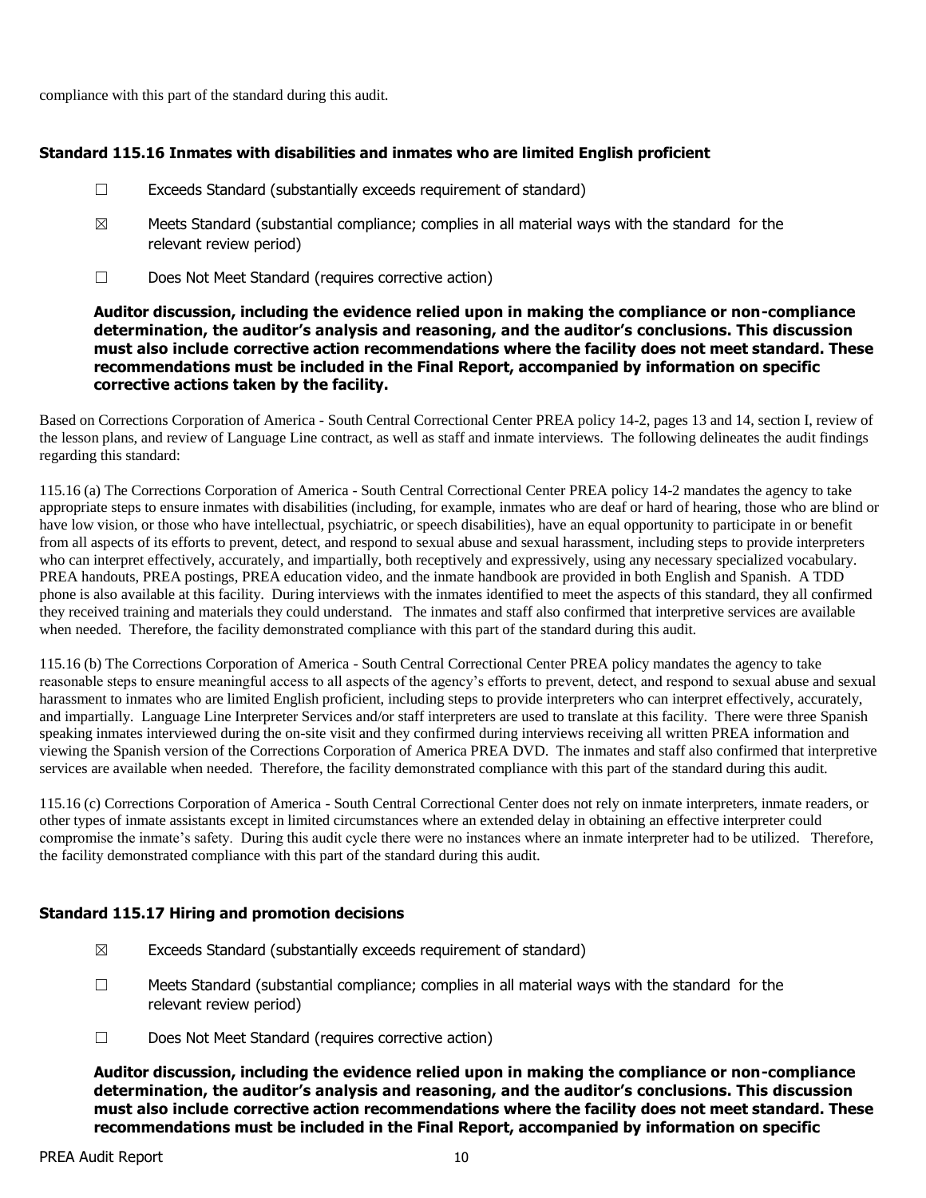compliance with this part of the standard during this audit.

### Standard 115.16 Inmates with disabilities and inmates who are limited English proficient

☐ Exceeds Standard (substantially exceeds requirement of standard)

☒ Meets Standard (substantial compliance; complies in all material ways with the standard for the relevant review period)

☐ Does Not Meet Standard (requires corrective action)

**Auditor discussion, including the evidence relied upon in making the compliance or non-compliance determination, the auditor's analysis and reasoning, and the auditor's conclusions. This discussion must also include corrective action recommendations where the facility does not meet standard. These recommendations must be included in the Final Report, accompanied by information on specific corrective actions taken by the facility.**

Based on Corrections Corporation of America - South Central Correctional Center PREA policy 14-2, pages 13 and 14, section I, review of the lesson plans, and review of Language Line contract, as well as staff and inmate interviews. The following delineates the audit findings regarding this standard:

115.16 (a) The Corrections Corporation of America - South Central Correctional Center PREA policy 14-2 mandates the agency to take appropriate steps to ensure inmates with disabilities (including, for example, inmates who are deaf or hard of hearing, those who are blind or have low vision, or those who have intellectual, psychiatric, or speech disabilities), have an equal opportunity to participate in or benefit from all aspects of its efforts to prevent, detect, and respond to sexual abuse and sexual harassment, including steps to provide interpreters who can interpret effectively, accurately, and impartially, both receptively and expressively, using any necessary specialized vocabulary. PREA handouts, PREA postings, PREA education video, and the inmate handbook are provided in both English and Spanish. A TDD phone is also available at this facility. During interviews with the inmates identified to meet the aspects of this standard, they all confirmed they received training and materials they could understand. The inmates and staff also confirmed that interpretive services are available when needed. Therefore, the facility demonstrated compliance with this part of the standard during this audit.

115.16 (b) The Corrections Corporation of America - South Central Correctional Center PREA policy mandates the agency to take reasonable steps to ensure meaningful access to all aspects of the agency's efforts to prevent, detect, and respond to sexual abuse and sexual harassment to inmates who are limited English proficient, including steps to provide interpreters who can interpret effectively, accurately, and impartially. Language Line Interpreter Services and/or staff interpreters are used to translate at this facility. There were three Spanish speaking inmates interviewed during the on-site visit and they confirmed during interviews receiving all written PREA information and viewing the Spanish version of the Corrections Corporation of America PREA DVD. The inmates and staff also confirmed that interpretive services are available when needed. Therefore, the facility demonstrated compliance with this part of the standard during this audit.

115.16 (c) Corrections Corporation of America - South Central Correctional Center does not rely on inmate interpreters, inmate readers, or other types of inmate assistants except in limited circumstances where an extended delay in obtaining an effective interpreter could compromise the inmate's safety. During this audit cycle there were no instances where an inmate interpreter had to be utilized. Therefore, the facility demonstrated compliance with this part of the standard during this audit.

### Standard 115.17 Hiring and promotion decisions

☒ Exceeds Standard (substantially exceeds requirement of standard)

☐ Meets Standard (substantial compliance; complies in all material ways with the standard for the relevant review period)

☐ Does Not Meet Standard (requires corrective action)

**Auditor discussion, including the evidence relied upon in making the compliance or non-compliance determination, the auditor's analysis and reasoning, and the auditor's conclusions. This discussion must also include corrective action recommendations where the facility does not meet standard. These recommendations must be included in the Final Report, accompanied by information on specific**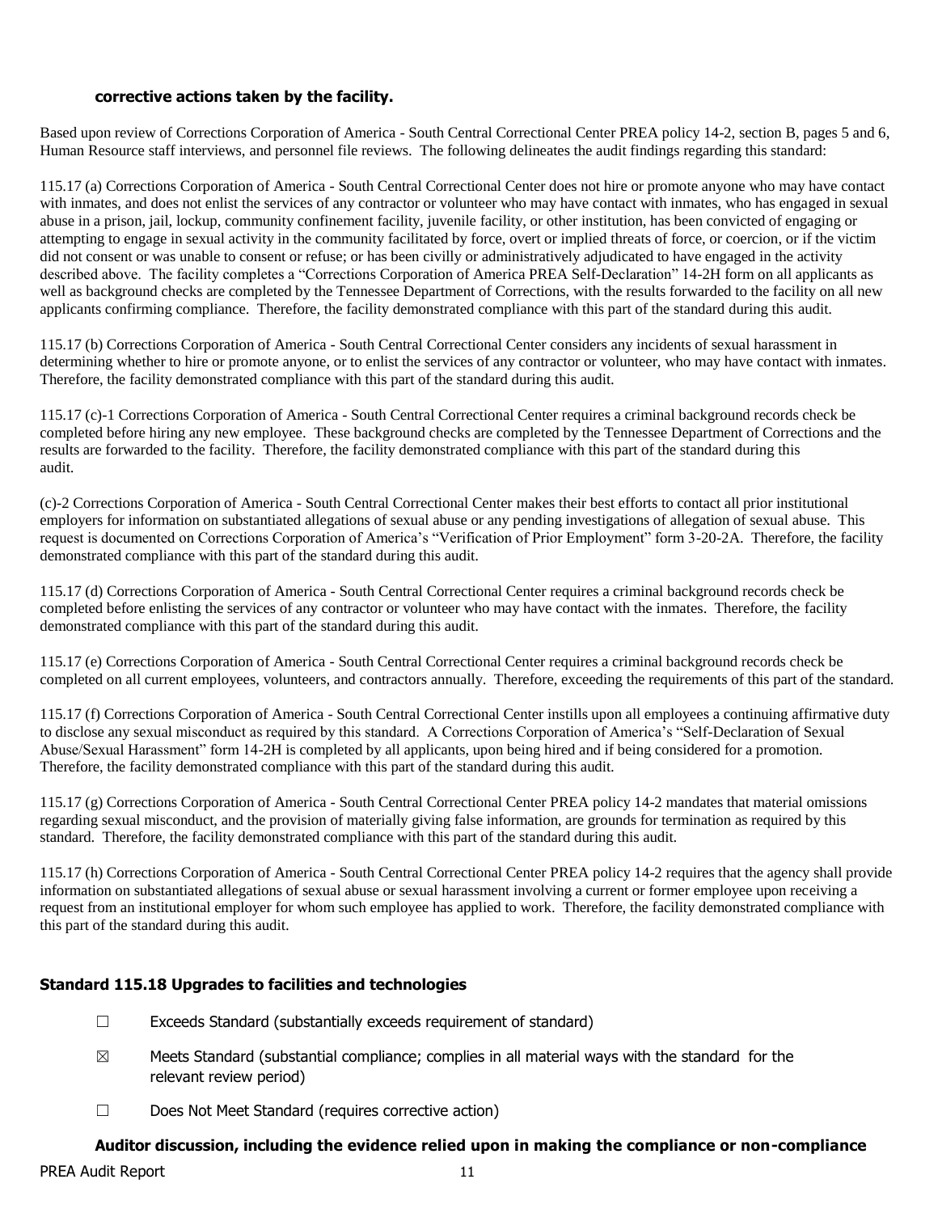**corrective actions taken by the facility.**

Based upon review of Corrections Corporation of America - South Central Correctional Center PREA policy 14-2, section B, pages 5 and 6, Human Resource staff interviews, and personnel file reviews. The following delineates the audit findings regarding this standard:

115.17 (a) Corrections Corporation of America - South Central Correctional Center does not hire or promote anyone who may have contact with inmates, and does not enlist the services of any contractor or volunteer who may have contact with inmates, who has engaged in sexual abuse in a prison, jail, lockup, community confinement facility, juvenile facility, or other institution, has been convicted of engaging or attempting to engage in sexual activity in the community facilitated by force, overt or implied threats of force, or coercion, or if the victim did not consent or was unable to consent or refuse; or has been civilly or administratively adjudicated to have engaged in the activity described above. The facility completes a "Corrections Corporation of America PREA Self-Declaration" 14-2H form on all applicants as well as background checks are completed by the Tennessee Department of Corrections, with the results forwarded to the facility on all new applicants confirming compliance. Therefore, the facility demonstrated compliance with this part of the standard during this audit.

115.17 (b) Corrections Corporation of America - South Central Correctional Center considers any incidents of sexual harassment in determining whether to hire or promote anyone, or to enlist the services of any contractor or volunteer, who may have contact with inmates. Therefore, the facility demonstrated compliance with this part of the standard during this audit.

115.17 (c)-1 Corrections Corporation of America - South Central Correctional Center requires a criminal background records check be completed before hiring any new employee. These background checks are completed by the Tennessee Department of Corrections and the results are forwarded to the facility. Therefore, the facility demonstrated compliance with this part of the standard during this audit.

(c)-2 Corrections Corporation of America - South Central Correctional Center makes their best efforts to contact all prior institutional employers for information on substantiated allegations of sexual abuse or any pending investigations of allegation of sexual abuse. This request is documented on Corrections Corporation of America's "Verification of Prior Employment" form 3-20-2A. Therefore, the facility demonstrated compliance with this part of the standard during this audit.

115.17 (d) Corrections Corporation of America - South Central Correctional Center requires a criminal background records check be completed before enlisting the services of any contractor or volunteer who may have contact with the inmates. Therefore, the facility demonstrated compliance with this part of the standard during this audit.

115.17 (e) Corrections Corporation of America - South Central Correctional Center requires a criminal background records check be completed on all current employees, volunteers, and contractors annually. Therefore, exceeding the requirements of this part of the standard.

115.17 (f) Corrections Corporation of America - South Central Correctional Center instills upon all employees a continuing affirmative duty to disclose any sexual misconduct as required by this standard. A Corrections Corporation of America's "Self-Declaration of Sexual Abuse/Sexual Harassment" form 14-2H is completed by all applicants, upon being hired and if being considered for a promotion. Therefore, the facility demonstrated compliance with this part of the standard during this audit.

115.17 (g) Corrections Corporation of America - South Central Correctional Center PREA policy 14-2 mandates that material omissions regarding sexual misconduct, and the provision of materially giving false information, are grounds for termination as required by this standard. Therefore, the facility demonstrated compliance with this part of the standard during this audit.

115.17 (h) Corrections Corporation of America - South Central Correctional Center PREA policy 14-2 requires that the agency shall provide information on substantiated allegations of sexual abuse or sexual harassment involving a current or former employee upon receiving a request from an institutional employer for whom such employee has applied to work. Therefore, the facility demonstrated compliance with this part of the standard during this audit.

### Standard 115.18 Upgrades to facilities and technologies

☐ Exceeds Standard (substantially exceeds requirement of standard)

☒ Meets Standard (substantial compliance; complies in all material ways with the standard for the relevant review period)

☐ Does Not Meet Standard (requires corrective action)

**Auditor discussion, including the evidence relied upon in making the compliance or non-compliance**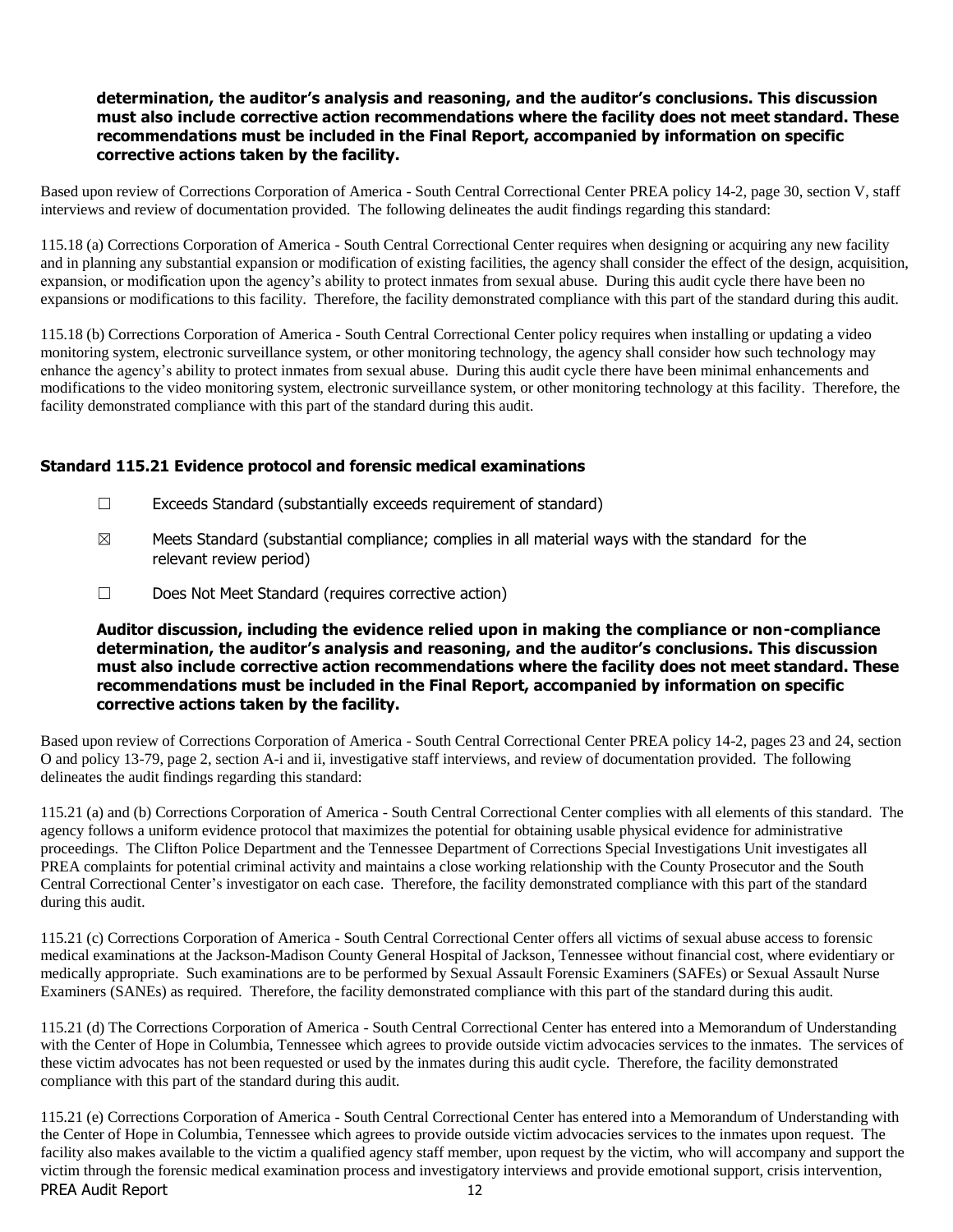**determination, the auditor's analysis and reasoning, and the auditor's conclusions. This discussion must also include corrective action recommendations where the facility does not meet standard. These recommendations must be included in the Final Report, accompanied by information on specific corrective actions taken by the facility.**

Based upon review of Corrections Corporation of America - South Central Correctional Center PREA policy 14-2, page 30, section V, staff interviews and review of documentation provided. The following delineates the audit findings regarding this standard:

115.18 (a) Corrections Corporation of America - South Central Correctional Center requires when designing or acquiring any new facility and in planning any substantial expansion or modification of existing facilities, the agency shall consider the effect of the design, acquisition, expansion, or modification upon the agency's ability to protect inmates from sexual abuse. During this audit cycle there have been no expansions or modifications to this facility. Therefore, the facility demonstrated compliance with this part of the standard during this audit.

115.18 (b) Corrections Corporation of America - South Central Correctional Center policy requires when installing or updating a video monitoring system, electronic surveillance system, or other monitoring technology, the agency shall consider how such technology may enhance the agency's ability to protect inmates from sexual abuse. During this audit cycle there have been minimal enhancements and modifications to the video monitoring system, electronic surveillance system, or other monitoring technology at this facility. Therefore, the facility demonstrated compliance with this part of the standard during this audit.

### Standard 115.21 Evidence protocol and forensic medical examinations

- ☐ Exceeds Standard (substantially exceeds requirement of standard)
- ☒ Meets Standard (substantial compliance; complies in all material ways with the standard for the relevant review period)
- ☐ Does Not Meet Standard (requires corrective action)

**Auditor discussion, including the evidence relied upon in making the compliance or non-compliance determination, the auditor's analysis and reasoning, and the auditor's conclusions. This discussion must also include corrective action recommendations where the facility does not meet standard. These recommendations must be included in the Final Report, accompanied by information on specific corrective actions taken by the facility.**

Based upon review of Corrections Corporation of America - South Central Correctional Center PREA policy 14-2, pages 23 and 24, section O and policy 13-79, page 2, section A-i and ii, investigative staff interviews, and review of documentation provided. The following delineates the audit findings regarding this standard:

115.21 (a) and (b) Corrections Corporation of America - South Central Correctional Center complies with all elements of this standard. The agency follows a uniform evidence protocol that maximizes the potential for obtaining usable physical evidence for administrative proceedings. The Clifton Police Department and the Tennessee Department of Corrections Special Investigations Unit investigates all PREA complaints for potential criminal activity and maintains a close working relationship with the County Prosecutor and the South Central Correctional Center's investigator on each case. Therefore, the facility demonstrated compliance with this part of the standard during this audit.

115.21 (c) Corrections Corporation of America - South Central Correctional Center offers all victims of sexual abuse access to forensic medical examinations at the Jackson-Madison County General Hospital of Jackson, Tennessee without financial cost, where evidentiary or medically appropriate. Such examinations are to be performed by Sexual Assault Forensic Examiners (SAFEs) or Sexual Assault Nurse Examiners (SANEs) as required. Therefore, the facility demonstrated compliance with this part of the standard during this audit.

115.21 (d) The Corrections Corporation of America - South Central Correctional Center has entered into a Memorandum of Understanding with the Center of Hope in Columbia, Tennessee which agrees to provide outside victim advocacies services to the inmates. The services of these victim advocates has not been requested or used by the inmates during this audit cycle. Therefore, the facility demonstrated compliance with this part of the standard during this audit.

115.21 (e) Corrections Corporation of America - South Central Correctional Center has entered into a Memorandum of Understanding with the Center of Hope in Columbia, Tennessee which agrees to provide outside victim advocacies services to the inmates upon request. The facility also makes available to the victim a qualified agency staff member, upon request by the victim, who will accompany and support the victim through the forensic medical examination process and investigatory interviews and provide emotional support, crisis intervention,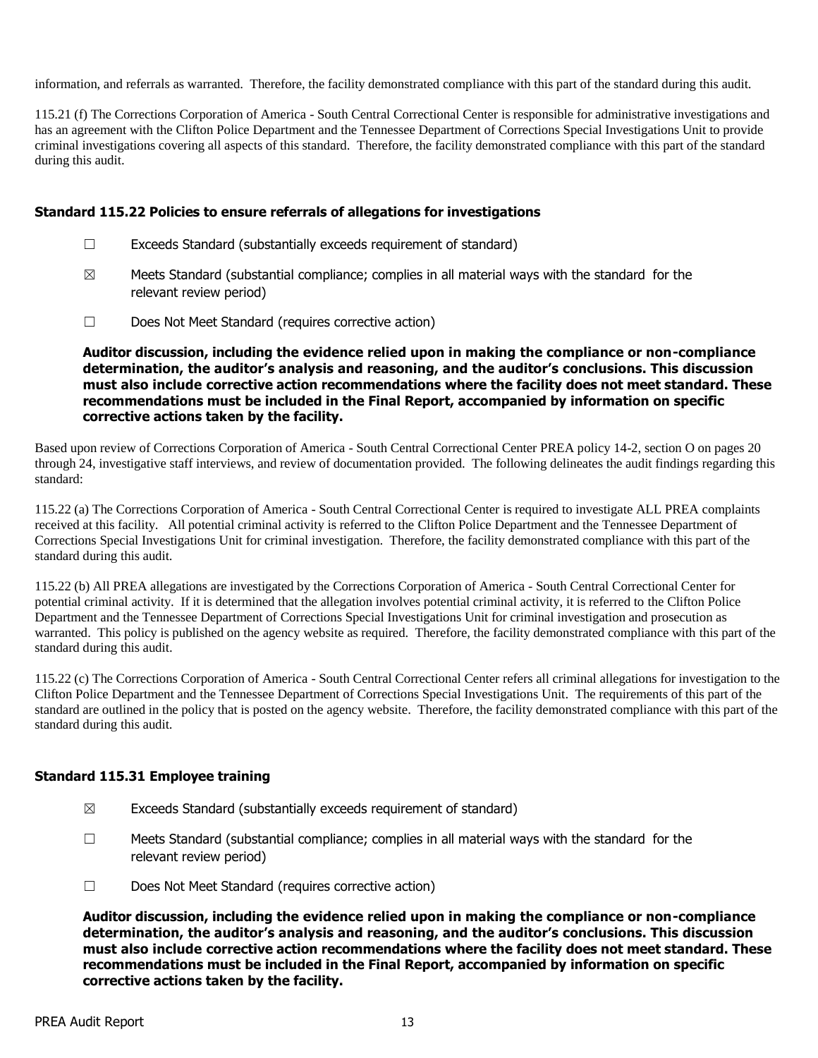information, and referrals as warranted. Therefore, the facility demonstrated compliance with this part of the standard during this audit.

115.21 (f) The Corrections Corporation of America - South Central Correctional Center is responsible for administrative investigations and has an agreement with the Clifton Police Department and the Tennessee Department of Corrections Special Investigations Unit to provide criminal investigations covering all aspects of this standard. Therefore, the facility demonstrated compliance with this part of the standard during this audit.

### Standard 115.22 Policies to ensure referrals of allegations for investigations

☐ Exceeds Standard (substantially exceeds requirement of standard)

☒ Meets Standard (substantial compliance; complies in all material ways with the standard for the relevant review period)

☐ Does Not Meet Standard (requires corrective action)

**Auditor discussion, including the evidence relied upon in making the compliance or non-compliance determination, the auditor's analysis and reasoning, and the auditor's conclusions. This discussion must also include corrective action recommendations where the facility does not meet standard. These recommendations must be included in the Final Report, accompanied by information on specific corrective actions taken by the facility.**

Based upon review of Corrections Corporation of America - South Central Correctional Center PREA policy 14-2, section O on pages 20 through 24, investigative staff interviews, and review of documentation provided. The following delineates the audit findings regarding this standard:

115.22 (a) The Corrections Corporation of America - South Central Correctional Center is required to investigate ALL PREA complaints received at this facility. All potential criminal activity is referred to the Clifton Police Department and the Tennessee Department of Corrections Special Investigations Unit for criminal investigation. Therefore, the facility demonstrated compliance with this part of the standard during this audit.

115.22 (b) All PREA allegations are investigated by the Corrections Corporation of America - South Central Correctional Center for potential criminal activity. If it is determined that the allegation involves potential criminal activity, it is referred to the Clifton Police Department and the Tennessee Department of Corrections Special Investigations Unit for criminal investigation and prosecution as warranted. This policy is published on the agency website as required. Therefore, the facility demonstrated compliance with this part of the standard during this audit.

115.22 (c) The Corrections Corporation of America - South Central Correctional Center refers all criminal allegations for investigation to the Clifton Police Department and the Tennessee Department of Corrections Special Investigations Unit. The requirements of this part of the standard are outlined in the policy that is posted on the agency website. Therefore, the facility demonstrated compliance with this part of the standard during this audit.

### Standard 115.31 Employee training

☒ Exceeds Standard (substantially exceeds requirement of standard)

☐ Meets Standard (substantial compliance; complies in all material ways with the standard for the relevant review period)

☐ Does Not Meet Standard (requires corrective action)

**Auditor discussion, including the evidence relied upon in making the compliance or non-compliance determination, the auditor's analysis and reasoning, and the auditor's conclusions. This discussion must also include corrective action recommendations where the facility does not meet standard. These recommendations must be included in the Final Report, accompanied by information on specific corrective actions taken by the facility.**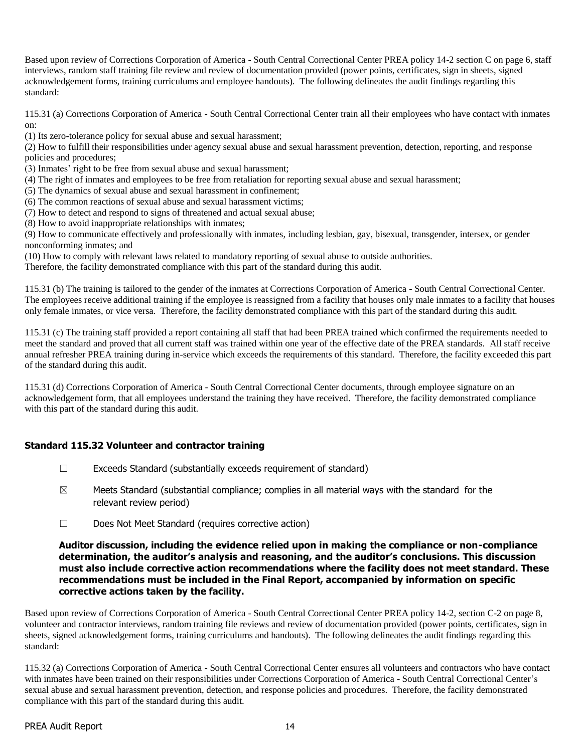Based upon review of Corrections Corporation of America - South Central Correctional Center PREA policy 14-2 section C on page 6, staff interviews, random staff training file review and review of documentation provided (power points, certificates, sign in sheets, signed acknowledgement forms, training curriculums and employee handouts). The following delineates the audit findings regarding this standard:

115.31 (a) Corrections Corporation of America - South Central Correctional Center train all their employees who have contact with inmates on:

(1) Its zero-tolerance policy for sexual abuse and sexual harassment;
(2) How to fulfill their responsibilities under agency sexual abuse and sexual harassment prevention, detection, reporting, and response policies and procedures;
(3) Inmates' right to be free from sexual abuse and sexual harassment;
(4) The right of inmates and employees to be free from retaliation for reporting sexual abuse and sexual harassment;
(5) The dynamics of sexual abuse and sexual harassment in confinement;
(6) The common reactions of sexual abuse and sexual harassment victims;
(7) How to detect and respond to signs of threatened and actual sexual abuse;
(8) How to avoid inappropriate relationships with inmates;
(9) How to communicate effectively and professionally with inmates, including lesbian, gay, bisexual, transgender, intersex, or gender nonconforming inmates; and
(10) How to comply with relevant laws related to mandatory reporting of sexual abuse to outside authorities.

Therefore, the facility demonstrated compliance with this part of the standard during this audit.

115.31 (b) The training is tailored to the gender of the inmates at Corrections Corporation of America - South Central Correctional Center. The employees receive additional training if the employee is reassigned from a facility that houses only male inmates to a facility that houses only female inmates, or vice versa. Therefore, the facility demonstrated compliance with this part of the standard during this audit.

115.31 (c) The training staff provided a report containing all staff that had been PREA trained which confirmed the requirements needed to meet the standard and proved that all current staff was trained within one year of the effective date of the PREA standards. All staff receive annual refresher PREA training during in-service which exceeds the requirements of this standard. Therefore, the facility exceeded this part of the standard during this audit.

115.31 (d) Corrections Corporation of America - South Central Correctional Center documents, through employee signature on an acknowledgement form, that all employees understand the training they have received. Therefore, the facility demonstrated compliance with this part of the standard during this audit.

### Standard 115.32 Volunteer and contractor training

☐ Exceeds Standard (substantially exceeds requirement of standard)

☒ Meets Standard (substantial compliance; complies in all material ways with the standard for the relevant review period)

☐ Does Not Meet Standard (requires corrective action)

**Auditor discussion, including the evidence relied upon in making the compliance or non-compliance determination, the auditor's analysis and reasoning, and the auditor's conclusions. This discussion must also include corrective action recommendations where the facility does not meet standard. These recommendations must be included in the Final Report, accompanied by information on specific corrective actions taken by the facility.**

Based upon review of Corrections Corporation of America - South Central Correctional Center PREA policy 14-2, section C-2 on page 8, volunteer and contractor interviews, random training file reviews and review of documentation provided (power points, certificates, sign in sheets, signed acknowledgement forms, training curriculums and handouts). The following delineates the audit findings regarding this standard:

115.32 (a) Corrections Corporation of America - South Central Correctional Center ensures all volunteers and contractors who have contact with inmates have been trained on their responsibilities under Corrections Corporation of America - South Central Correctional Center's sexual abuse and sexual harassment prevention, detection, and response policies and procedures. Therefore, the facility demonstrated compliance with this part of the standard during this audit.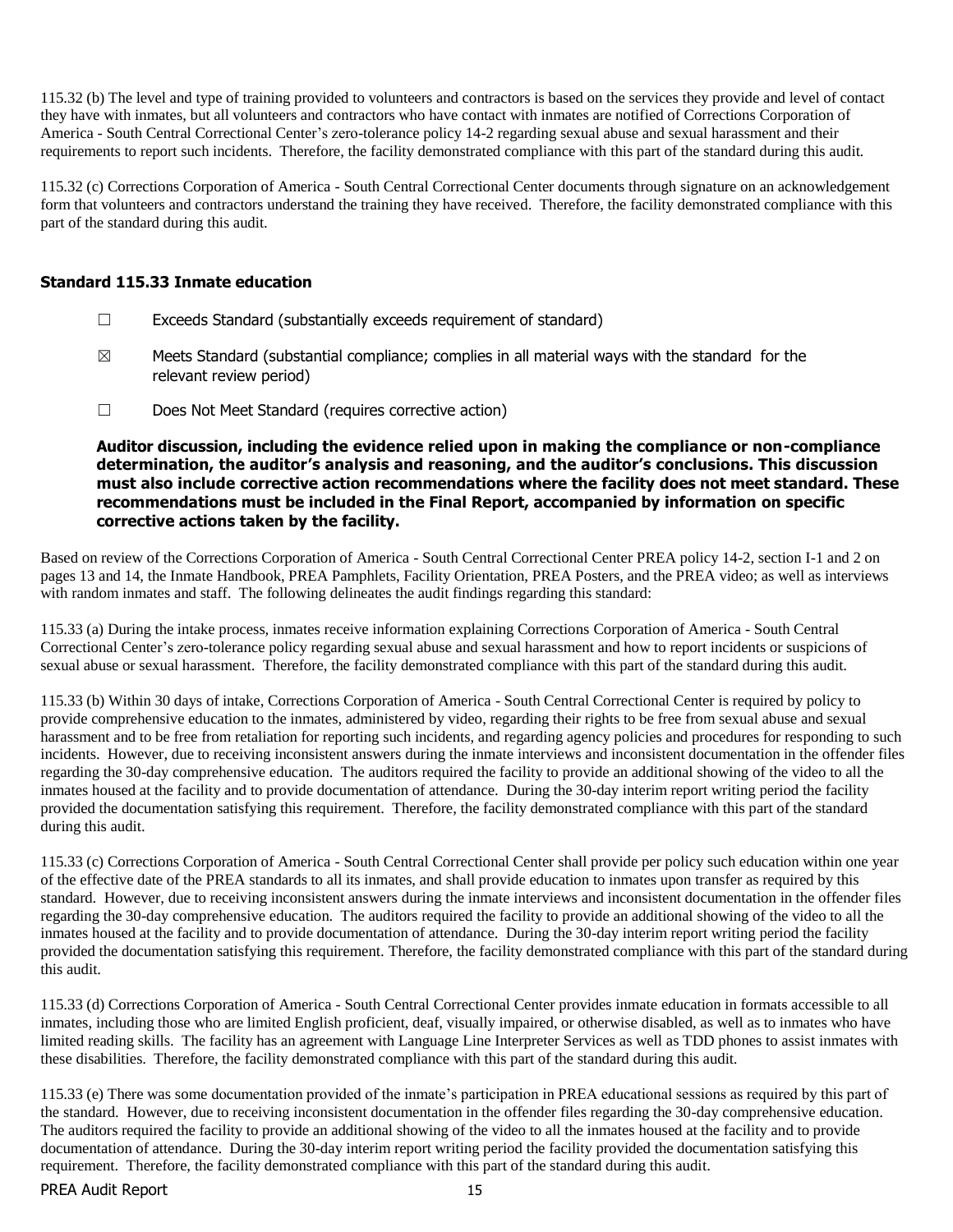115.32 (b) The level and type of training provided to volunteers and contractors is based on the services they provide and level of contact they have with inmates, but all volunteers and contractors who have contact with inmates are notified of Corrections Corporation of America - South Central Correctional Center's zero-tolerance policy 14-2 regarding sexual abuse and sexual harassment and their requirements to report such incidents. Therefore, the facility demonstrated compliance with this part of the standard during this audit.

115.32 (c) Corrections Corporation of America - South Central Correctional Center documents through signature on an acknowledgement form that volunteers and contractors understand the training they have received. Therefore, the facility demonstrated compliance with this part of the standard during this audit.

### Standard 115.33 Inmate education

☐ Exceeds Standard (substantially exceeds requirement of standard)

☒ Meets Standard (substantial compliance; complies in all material ways with the standard for the relevant review period)

☐ Does Not Meet Standard (requires corrective action)

**Auditor discussion, including the evidence relied upon in making the compliance or non-compliance determination, the auditor's analysis and reasoning, and the auditor's conclusions. This discussion must also include corrective action recommendations where the facility does not meet standard. These recommendations must be included in the Final Report, accompanied by information on specific corrective actions taken by the facility.**

Based on review of the Corrections Corporation of America - South Central Correctional Center PREA policy 14-2, section I-1 and 2 on pages 13 and 14, the Inmate Handbook, PREA Pamphlets, Facility Orientation, PREA Posters, and the PREA video; as well as interviews with random inmates and staff. The following delineates the audit findings regarding this standard:

115.33 (a) During the intake process, inmates receive information explaining Corrections Corporation of America - South Central Correctional Center's zero-tolerance policy regarding sexual abuse and sexual harassment and how to report incidents or suspicions of sexual abuse or sexual harassment. Therefore, the facility demonstrated compliance with this part of the standard during this audit.

115.33 (b) Within 30 days of intake, Corrections Corporation of America - South Central Correctional Center is required by policy to provide comprehensive education to the inmates, administered by video, regarding their rights to be free from sexual abuse and sexual harassment and to be free from retaliation for reporting such incidents, and regarding agency policies and procedures for responding to such incidents. However, due to receiving inconsistent answers during the inmate interviews and inconsistent documentation in the offender files regarding the 30-day comprehensive education. The auditors required the facility to provide an additional showing of the video to all the inmates housed at the facility and to provide documentation of attendance. During the 30-day interim report writing period the facility provided the documentation satisfying this requirement. Therefore, the facility demonstrated compliance with this part of the standard during this audit.

115.33 (c) Corrections Corporation of America - South Central Correctional Center shall provide per policy such education within one year of the effective date of the PREA standards to all its inmates, and shall provide education to inmates upon transfer as required by this standard. However, due to receiving inconsistent answers during the inmate interviews and inconsistent documentation in the offender files regarding the 30-day comprehensive education. The auditors required the facility to provide an additional showing of the video to all the inmates housed at the facility and to provide documentation of attendance. During the 30-day interim report writing period the facility provided the documentation satisfying this requirement. Therefore, the facility demonstrated compliance with this part of the standard during this audit.

115.33 (d) Corrections Corporation of America - South Central Correctional Center provides inmate education in formats accessible to all inmates, including those who are limited English proficient, deaf, visually impaired, or otherwise disabled, as well as to inmates who have limited reading skills. The facility has an agreement with Language Line Interpreter Services as well as TDD phones to assist inmates with these disabilities. Therefore, the facility demonstrated compliance with this part of the standard during this audit.

115.33 (e) There was some documentation provided of the inmate's participation in PREA educational sessions as required by this part of the standard. However, due to receiving inconsistent documentation in the offender files regarding the 30-day comprehensive education. The auditors required the facility to provide an additional showing of the video to all the inmates housed at the facility and to provide documentation of attendance. During the 30-day interim report writing period the facility provided the documentation satisfying this requirement. Therefore, the facility demonstrated compliance with this part of the standard during this audit.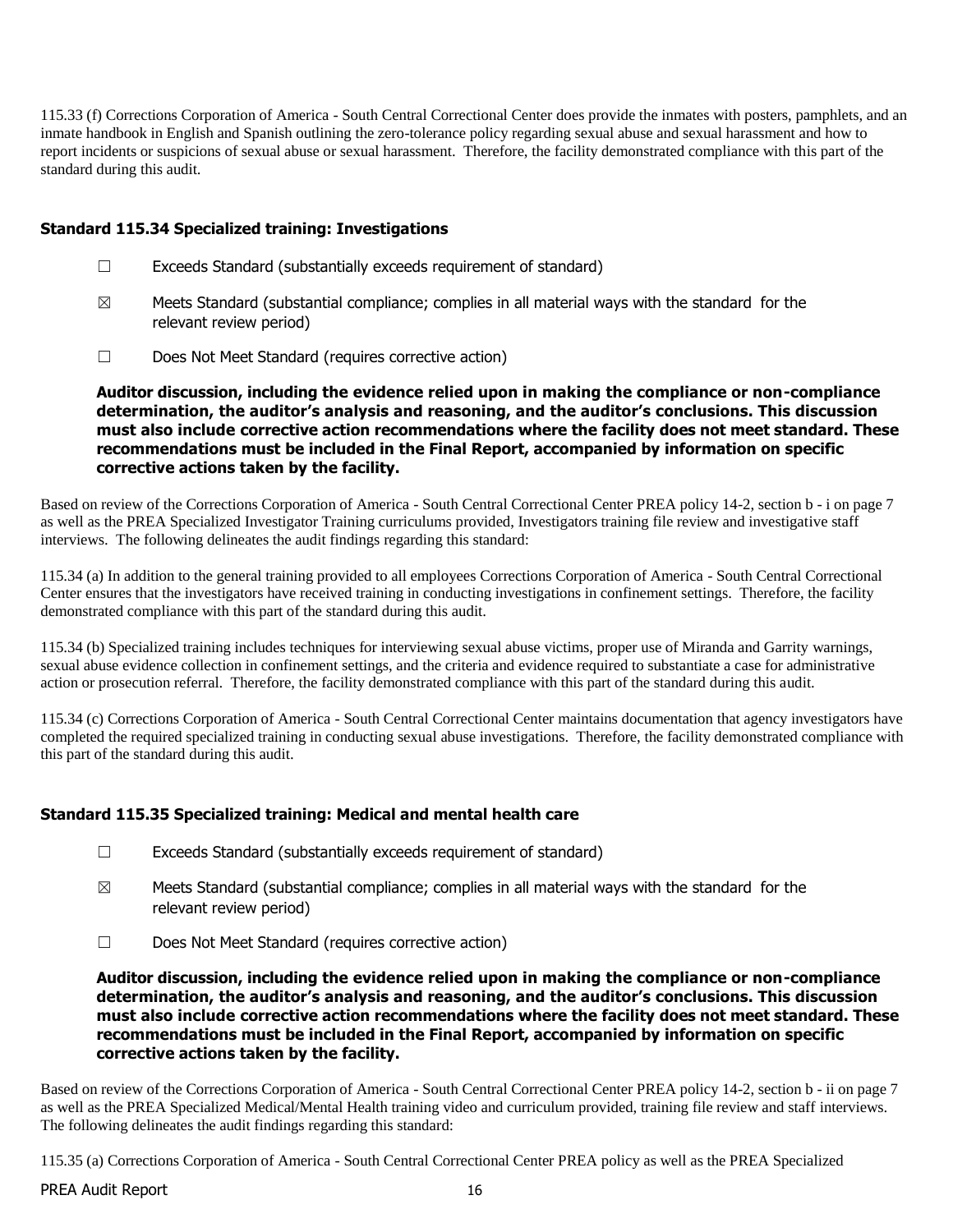115.33 (f) Corrections Corporation of America - South Central Correctional Center does provide the inmates with posters, pamphlets, and an inmate handbook in English and Spanish outlining the zero-tolerance policy regarding sexual abuse and sexual harassment and how to report incidents or suspicions of sexual abuse or sexual harassment. Therefore, the facility demonstrated compliance with this part of the standard during this audit.

### Standard 115.34 Specialized training: Investigations

☐ Exceeds Standard (substantially exceeds requirement of standard)

☒ Meets Standard (substantial compliance; complies in all material ways with the standard for the relevant review period)

☐ Does Not Meet Standard (requires corrective action)

**Auditor discussion, including the evidence relied upon in making the compliance or non-compliance determination, the auditor's analysis and reasoning, and the auditor's conclusions. This discussion must also include corrective action recommendations where the facility does not meet standard. These recommendations must be included in the Final Report, accompanied by information on specific corrective actions taken by the facility.**

Based on review of the Corrections Corporation of America - South Central Correctional Center PREA policy 14-2, section b - i on page 7 as well as the PREA Specialized Investigator Training curriculums provided, Investigators training file review and investigative staff interviews. The following delineates the audit findings regarding this standard:

115.34 (a) In addition to the general training provided to all employees Corrections Corporation of America - South Central Correctional Center ensures that the investigators have received training in conducting investigations in confinement settings. Therefore, the facility demonstrated compliance with this part of the standard during this audit.

115.34 (b) Specialized training includes techniques for interviewing sexual abuse victims, proper use of Miranda and Garrity warnings, sexual abuse evidence collection in confinement settings, and the criteria and evidence required to substantiate a case for administrative action or prosecution referral. Therefore, the facility demonstrated compliance with this part of the standard during this audit.

115.34 (c) Corrections Corporation of America - South Central Correctional Center maintains documentation that agency investigators have completed the required specialized training in conducting sexual abuse investigations. Therefore, the facility demonstrated compliance with this part of the standard during this audit.

### Standard 115.35 Specialized training: Medical and mental health care

☐ Exceeds Standard (substantially exceeds requirement of standard)

☒ Meets Standard (substantial compliance; complies in all material ways with the standard for the relevant review period)

☐ Does Not Meet Standard (requires corrective action)

**Auditor discussion, including the evidence relied upon in making the compliance or non-compliance determination, the auditor's analysis and reasoning, and the auditor's conclusions. This discussion must also include corrective action recommendations where the facility does not meet standard. These recommendations must be included in the Final Report, accompanied by information on specific corrective actions taken by the facility.**

Based on review of the Corrections Corporation of America - South Central Correctional Center PREA policy 14-2, section b - ii on page 7 as well as the PREA Specialized Medical/Mental Health training video and curriculum provided, training file review and staff interviews. The following delineates the audit findings regarding this standard:

115.35 (a) Corrections Corporation of America - South Central Correctional Center PREA policy as well as the PREA Specialized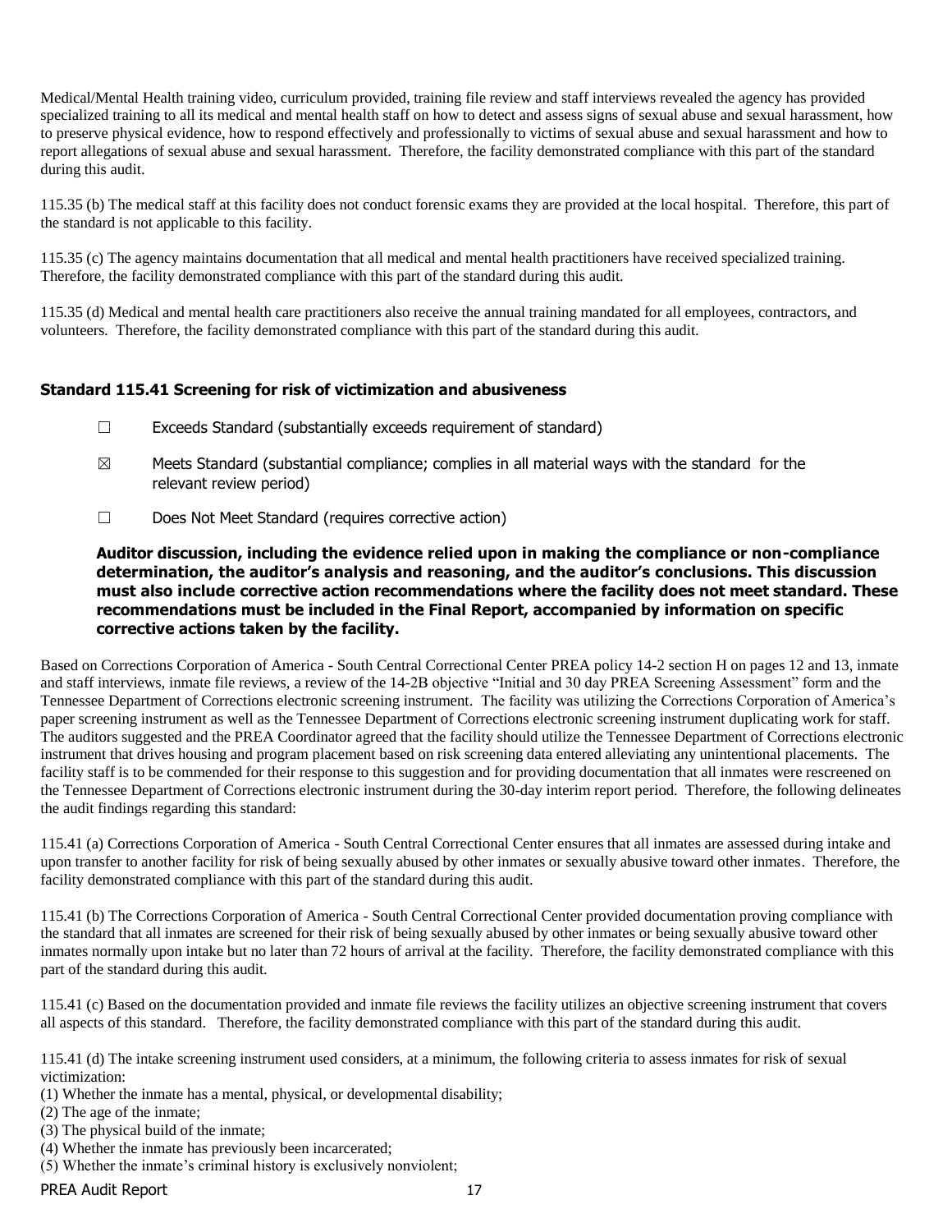Medical/Mental Health training video, curriculum provided, training file review and staff interviews revealed the agency has provided specialized training to all its medical and mental health staff on how to detect and assess signs of sexual abuse and sexual harassment, how to preserve physical evidence, how to respond effectively and professionally to victims of sexual abuse and sexual harassment and how to report allegations of sexual abuse and sexual harassment. Therefore, the facility demonstrated compliance with this part of the standard during this audit.

115.35 (b) The medical staff at this facility does not conduct forensic exams they are provided at the local hospital. Therefore, this part of the standard is not applicable to this facility.

115.35 (c) The agency maintains documentation that all medical and mental health practitioners have received specialized training. Therefore, the facility demonstrated compliance with this part of the standard during this audit.

115.35 (d) Medical and mental health care practitioners also receive the annual training mandated for all employees, contractors, and volunteers. Therefore, the facility demonstrated compliance with this part of the standard during this audit.

### Standard 115.41 Screening for risk of victimization and abusiveness

☐ Exceeds Standard (substantially exceeds requirement of standard)

☒ Meets Standard (substantial compliance; complies in all material ways with the standard for the relevant review period)

☐ Does Not Meet Standard (requires corrective action)

**Auditor discussion, including the evidence relied upon in making the compliance or non-compliance determination, the auditor's analysis and reasoning, and the auditor's conclusions. This discussion must also include corrective action recommendations where the facility does not meet standard. These recommendations must be included in the Final Report, accompanied by information on specific corrective actions taken by the facility.**

Based on Corrections Corporation of America - South Central Correctional Center PREA policy 14-2 section H on pages 12 and 13, inmate and staff interviews, inmate file reviews, a review of the 14-2B objective "Initial and 30 day PREA Screening Assessment" form and the Tennessee Department of Corrections electronic screening instrument. The facility was utilizing the Corrections Corporation of America's paper screening instrument as well as the Tennessee Department of Corrections electronic screening instrument duplicating work for staff. The auditors suggested and the PREA Coordinator agreed that the facility should utilize the Tennessee Department of Corrections electronic instrument that drives housing and program placement based on risk screening data entered alleviating any unintentional placements. The facility staff is to be commended for their response to this suggestion and for providing documentation that all inmates were rescreened on the Tennessee Department of Corrections electronic instrument during the 30-day interim report period. Therefore, the following delineates the audit findings regarding this standard:

115.41 (a) Corrections Corporation of America - South Central Correctional Center ensures that all inmates are assessed during intake and upon transfer to another facility for risk of being sexually abused by other inmates or sexually abusive toward other inmates. Therefore, the facility demonstrated compliance with this part of the standard during this audit.

115.41 (b) The Corrections Corporation of America - South Central Correctional Center provided documentation proving compliance with the standard that all inmates are screened for their risk of being sexually abused by other inmates or being sexually abusive toward other inmates normally upon intake but no later than 72 hours of arrival at the facility. Therefore, the facility demonstrated compliance with this part of the standard during this audit.

115.41 (c) Based on the documentation provided and inmate file reviews the facility utilizes an objective screening instrument that covers all aspects of this standard. Therefore, the facility demonstrated compliance with this part of the standard during this audit.

115.41 (d) The intake screening instrument used considers, at a minimum, the following criteria to assess inmates for risk of sexual victimization:
(1) Whether the inmate has a mental, physical, or developmental disability;
(2) The age of the inmate;
(3) The physical build of the inmate;
(4) Whether the inmate has previously been incarcerated;
(5) Whether the inmate's criminal history is exclusively nonviolent;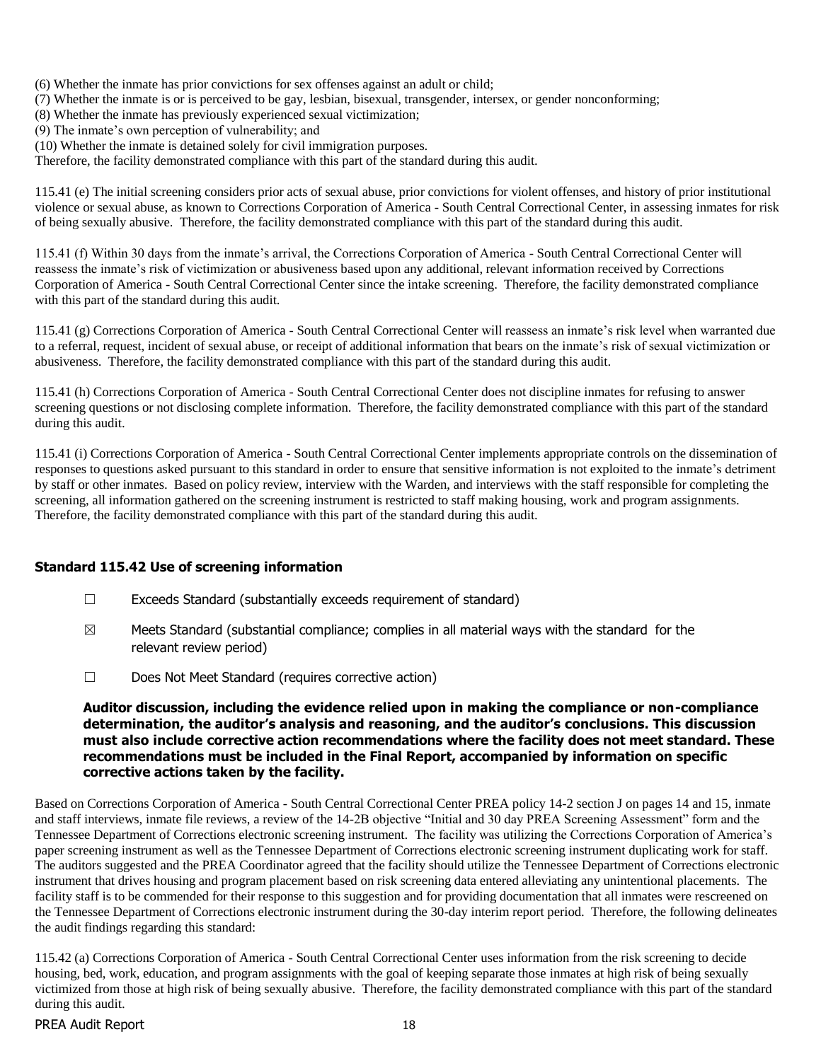(6) Whether the inmate has prior convictions for sex offenses against an adult or child;
(7) Whether the inmate is or is perceived to be gay, lesbian, bisexual, transgender, intersex, or gender nonconforming;
(8) Whether the inmate has previously experienced sexual victimization;
(9) The inmate's own perception of vulnerability; and
(10) Whether the inmate is detained solely for civil immigration purposes.
Therefore, the facility demonstrated compliance with this part of the standard during this audit.

115.41 (e) The initial screening considers prior acts of sexual abuse, prior convictions for violent offenses, and history of prior institutional violence or sexual abuse, as known to Corrections Corporation of America - South Central Correctional Center, in assessing inmates for risk of being sexually abusive. Therefore, the facility demonstrated compliance with this part of the standard during this audit.

115.41 (f) Within 30 days from the inmate's arrival, the Corrections Corporation of America - South Central Correctional Center will reassess the inmate's risk of victimization or abusiveness based upon any additional, relevant information received by Corrections Corporation of America - South Central Correctional Center since the intake screening. Therefore, the facility demonstrated compliance with this part of the standard during this audit.

115.41 (g) Corrections Corporation of America - South Central Correctional Center will reassess an inmate's risk level when warranted due to a referral, request, incident of sexual abuse, or receipt of additional information that bears on the inmate's risk of sexual victimization or abusiveness. Therefore, the facility demonstrated compliance with this part of the standard during this audit.

115.41 (h) Corrections Corporation of America - South Central Correctional Center does not discipline inmates for refusing to answer screening questions or not disclosing complete information. Therefore, the facility demonstrated compliance with this part of the standard during this audit.

115.41 (i) Corrections Corporation of America - South Central Correctional Center implements appropriate controls on the dissemination of responses to questions asked pursuant to this standard in order to ensure that sensitive information is not exploited to the inmate's detriment by staff or other inmates. Based on policy review, interview with the Warden, and interviews with the staff responsible for completing the screening, all information gathered on the screening instrument is restricted to staff making housing, work and program assignments. Therefore, the facility demonstrated compliance with this part of the standard during this audit.

### Standard 115.42 Use of screening information

☐ Exceeds Standard (substantially exceeds requirement of standard)

☒ Meets Standard (substantial compliance; complies in all material ways with the standard for the relevant review period)

☐ Does Not Meet Standard (requires corrective action)

**Auditor discussion, including the evidence relied upon in making the compliance or non-compliance determination, the auditor's analysis and reasoning, and the auditor's conclusions. This discussion must also include corrective action recommendations where the facility does not meet standard. These recommendations must be included in the Final Report, accompanied by information on specific corrective actions taken by the facility.**

Based on Corrections Corporation of America - South Central Correctional Center PREA policy 14-2 section J on pages 14 and 15, inmate and staff interviews, inmate file reviews, a review of the 14-2B objective "Initial and 30 day PREA Screening Assessment" form and the Tennessee Department of Corrections electronic screening instrument. The facility was utilizing the Corrections Corporation of America's paper screening instrument as well as the Tennessee Department of Corrections electronic screening instrument duplicating work for staff. The auditors suggested and the PREA Coordinator agreed that the facility should utilize the Tennessee Department of Corrections electronic instrument that drives housing and program placement based on risk screening data entered alleviating any unintentional placements. The facility staff is to be commended for their response to this suggestion and for providing documentation that all inmates were rescreened on the Tennessee Department of Corrections electronic instrument during the 30-day interim report period. Therefore, the following delineates the audit findings regarding this standard:

115.42 (a) Corrections Corporation of America - South Central Correctional Center uses information from the risk screening to decide housing, bed, work, education, and program assignments with the goal of keeping separate those inmates at high risk of being sexually victimized from those at high risk of being sexually abusive. Therefore, the facility demonstrated compliance with this part of the standard during this audit.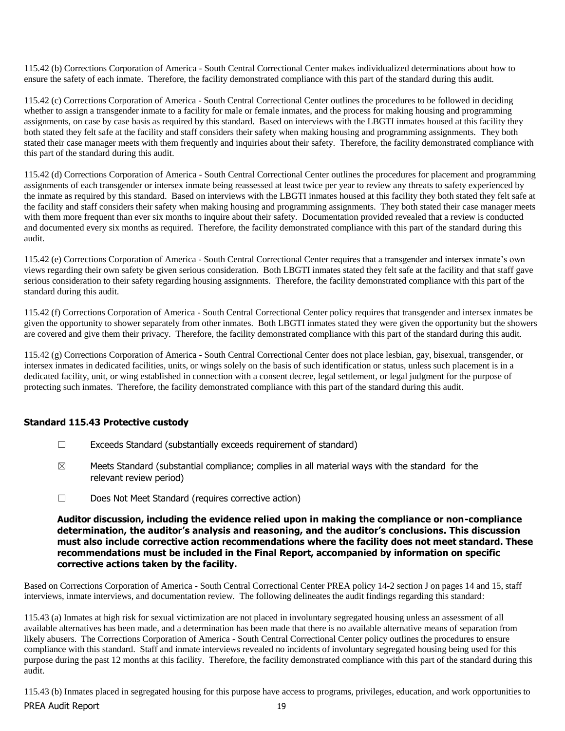115.42 (b) Corrections Corporation of America - South Central Correctional Center makes individualized determinations about how to ensure the safety of each inmate. Therefore, the facility demonstrated compliance with this part of the standard during this audit.

115.42 (c) Corrections Corporation of America - South Central Correctional Center outlines the procedures to be followed in deciding whether to assign a transgender inmate to a facility for male or female inmates, and the process for making housing and programming assignments, on case by case basis as required by this standard. Based on interviews with the LBGTI inmates housed at this facility they both stated they felt safe at the facility and staff considers their safety when making housing and programming assignments. They both stated their case manager meets with them frequently and inquiries about their safety. Therefore, the facility demonstrated compliance with this part of the standard during this audit.

115.42 (d) Corrections Corporation of America - South Central Correctional Center outlines the procedures for placement and programming assignments of each transgender or intersex inmate being reassessed at least twice per year to review any threats to safety experienced by the inmate as required by this standard. Based on interviews with the LBGTI inmates housed at this facility they both stated they felt safe at the facility and staff considers their safety when making housing and programming assignments. They both stated their case manager meets with them more frequent than ever six months to inquire about their safety. Documentation provided revealed that a review is conducted and documented every six months as required. Therefore, the facility demonstrated compliance with this part of the standard during this audit.

115.42 (e) Corrections Corporation of America - South Central Correctional Center requires that a transgender and intersex inmate's own views regarding their own safety be given serious consideration. Both LBGTI inmates stated they felt safe at the facility and that staff gave serious consideration to their safety regarding housing assignments. Therefore, the facility demonstrated compliance with this part of the standard during this audit.

115.42 (f) Corrections Corporation of America - South Central Correctional Center policy requires that transgender and intersex inmates be given the opportunity to shower separately from other inmates. Both LBGTI inmates stated they were given the opportunity but the showers are covered and give them their privacy. Therefore, the facility demonstrated compliance with this part of the standard during this audit.

115.42 (g) Corrections Corporation of America - South Central Correctional Center does not place lesbian, gay, bisexual, transgender, or intersex inmates in dedicated facilities, units, or wings solely on the basis of such identification or status, unless such placement is in a dedicated facility, unit, or wing established in connection with a consent decree, legal settlement, or legal judgment for the purpose of protecting such inmates. Therefore, the facility demonstrated compliance with this part of the standard during this audit.

### Standard 115.43 Protective custody

☐ Exceeds Standard (substantially exceeds requirement of standard)

☒ Meets Standard (substantial compliance; complies in all material ways with the standard for the relevant review period)

☐ Does Not Meet Standard (requires corrective action)

**Auditor discussion, including the evidence relied upon in making the compliance or non-compliance determination, the auditor's analysis and reasoning, and the auditor's conclusions. This discussion must also include corrective action recommendations where the facility does not meet standard. These recommendations must be included in the Final Report, accompanied by information on specific corrective actions taken by the facility.**

Based on Corrections Corporation of America - South Central Correctional Center PREA policy 14-2 section J on pages 14 and 15, staff interviews, inmate interviews, and documentation review. The following delineates the audit findings regarding this standard:

115.43 (a) Inmates at high risk for sexual victimization are not placed in involuntary segregated housing unless an assessment of all available alternatives has been made, and a determination has been made that there is no available alternative means of separation from likely abusers. The Corrections Corporation of America - South Central Correctional Center policy outlines the procedures to ensure compliance with this standard. Staff and inmate interviews revealed no incidents of involuntary segregated housing being used for this purpose during the past 12 months at this facility. Therefore, the facility demonstrated compliance with this part of the standard during this audit.

115.43 (b) Inmates placed in segregated housing for this purpose have access to programs, privileges, education, and work opportunities to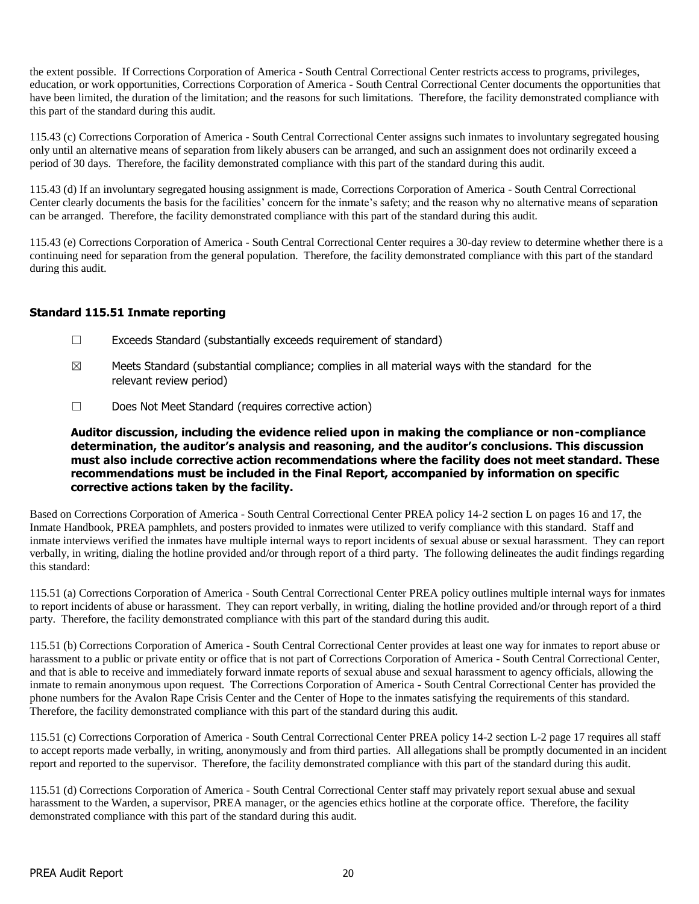the extent possible. If Corrections Corporation of America - South Central Correctional Center restricts access to programs, privileges, education, or work opportunities, Corrections Corporation of America - South Central Correctional Center documents the opportunities that have been limited, the duration of the limitation; and the reasons for such limitations. Therefore, the facility demonstrated compliance with this part of the standard during this audit.

115.43 (c) Corrections Corporation of America - South Central Correctional Center assigns such inmates to involuntary segregated housing only until an alternative means of separation from likely abusers can be arranged, and such an assignment does not ordinarily exceed a period of 30 days. Therefore, the facility demonstrated compliance with this part of the standard during this audit.

115.43 (d) If an involuntary segregated housing assignment is made, Corrections Corporation of America - South Central Correctional Center clearly documents the basis for the facilities' concern for the inmate's safety; and the reason why no alternative means of separation can be arranged. Therefore, the facility demonstrated compliance with this part of the standard during this audit.

115.43 (e) Corrections Corporation of America - South Central Correctional Center requires a 30-day review to determine whether there is a continuing need for separation from the general population. Therefore, the facility demonstrated compliance with this part of the standard during this audit.

### Standard 115.51 Inmate reporting

☐ Exceeds Standard (substantially exceeds requirement of standard)

☒ Meets Standard (substantial compliance; complies in all material ways with the standard for the relevant review period)

☐ Does Not Meet Standard (requires corrective action)

**Auditor discussion, including the evidence relied upon in making the compliance or non-compliance determination, the auditor's analysis and reasoning, and the auditor's conclusions. This discussion must also include corrective action recommendations where the facility does not meet standard. These recommendations must be included in the Final Report, accompanied by information on specific corrective actions taken by the facility.**

Based on Corrections Corporation of America - South Central Correctional Center PREA policy 14-2 section L on pages 16 and 17, the Inmate Handbook, PREA pamphlets, and posters provided to inmates were utilized to verify compliance with this standard. Staff and inmate interviews verified the inmates have multiple internal ways to report incidents of sexual abuse or sexual harassment. They can report verbally, in writing, dialing the hotline provided and/or through report of a third party. The following delineates the audit findings regarding this standard:

115.51 (a) Corrections Corporation of America - South Central Correctional Center PREA policy outlines multiple internal ways for inmates to report incidents of abuse or harassment. They can report verbally, in writing, dialing the hotline provided and/or through report of a third party. Therefore, the facility demonstrated compliance with this part of the standard during this audit.

115.51 (b) Corrections Corporation of America - South Central Correctional Center provides at least one way for inmates to report abuse or harassment to a public or private entity or office that is not part of Corrections Corporation of America - South Central Correctional Center, and that is able to receive and immediately forward inmate reports of sexual abuse and sexual harassment to agency officials, allowing the inmate to remain anonymous upon request. The Corrections Corporation of America - South Central Correctional Center has provided the phone numbers for the Avalon Rape Crisis Center and the Center of Hope to the inmates satisfying the requirements of this standard. Therefore, the facility demonstrated compliance with this part of the standard during this audit.

115.51 (c) Corrections Corporation of America - South Central Correctional Center PREA policy 14-2 section L-2 page 17 requires all staff to accept reports made verbally, in writing, anonymously and from third parties. All allegations shall be promptly documented in an incident report and reported to the supervisor. Therefore, the facility demonstrated compliance with this part of the standard during this audit.

115.51 (d) Corrections Corporation of America - South Central Correctional Center staff may privately report sexual abuse and sexual harassment to the Warden, a supervisor, PREA manager, or the agencies ethics hotline at the corporate office. Therefore, the facility demonstrated compliance with this part of the standard during this audit.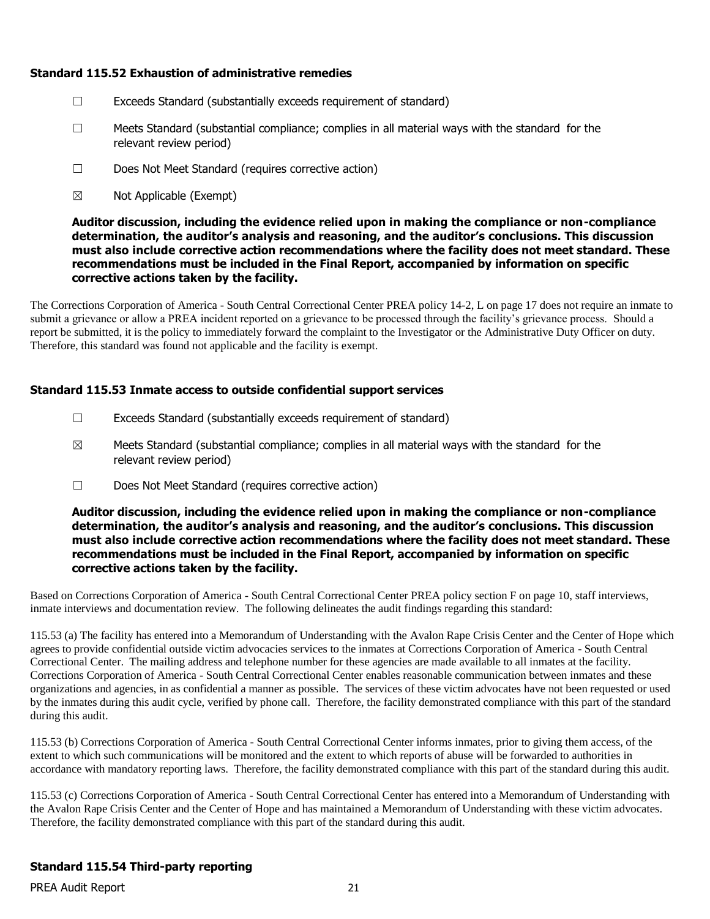### Standard 115.52 Exhaustion of administrative remedies

☐ Exceeds Standard (substantially exceeds requirement of standard)

☐ Meets Standard (substantial compliance; complies in all material ways with the standard for the relevant review period)

☐ Does Not Meet Standard (requires corrective action)

☒ Not Applicable (Exempt)

**Auditor discussion, including the evidence relied upon in making the compliance or non-compliance determination, the auditor's analysis and reasoning, and the auditor's conclusions. This discussion must also include corrective action recommendations where the facility does not meet standard. These recommendations must be included in the Final Report, accompanied by information on specific corrective actions taken by the facility.**

The Corrections Corporation of America - South Central Correctional Center PREA policy 14-2, L on page 17 does not require an inmate to submit a grievance or allow a PREA incident reported on a grievance to be processed through the facility's grievance process. Should a report be submitted, it is the policy to immediately forward the complaint to the Investigator or the Administrative Duty Officer on duty. Therefore, this standard was found not applicable and the facility is exempt.

### Standard 115.53 Inmate access to outside confidential support services

☐ Exceeds Standard (substantially exceeds requirement of standard)

☒ Meets Standard (substantial compliance; complies in all material ways with the standard for the relevant review period)

☐ Does Not Meet Standard (requires corrective action)

**Auditor discussion, including the evidence relied upon in making the compliance or non-compliance determination, the auditor's analysis and reasoning, and the auditor's conclusions. This discussion must also include corrective action recommendations where the facility does not meet standard. These recommendations must be included in the Final Report, accompanied by information on specific corrective actions taken by the facility.**

Based on Corrections Corporation of America - South Central Correctional Center PREA policy section F on page 10, staff interviews, inmate interviews and documentation review. The following delineates the audit findings regarding this standard:

115.53 (a) The facility has entered into a Memorandum of Understanding with the Avalon Rape Crisis Center and the Center of Hope which agrees to provide confidential outside victim advocacies services to the inmates at Corrections Corporation of America - South Central Correctional Center. The mailing address and telephone number for these agencies are made available to all inmates at the facility. Corrections Corporation of America - South Central Correctional Center enables reasonable communication between inmates and these organizations and agencies, in as confidential a manner as possible. The services of these victim advocates have not been requested or used by the inmates during this audit cycle, verified by phone call. Therefore, the facility demonstrated compliance with this part of the standard during this audit.

115.53 (b) Corrections Corporation of America - South Central Correctional Center informs inmates, prior to giving them access, of the extent to which such communications will be monitored and the extent to which reports of abuse will be forwarded to authorities in accordance with mandatory reporting laws. Therefore, the facility demonstrated compliance with this part of the standard during this audit.

115.53 (c) Corrections Corporation of America - South Central Correctional Center has entered into a Memorandum of Understanding with the Avalon Rape Crisis Center and the Center of Hope and has maintained a Memorandum of Understanding with these victim advocates. Therefore, the facility demonstrated compliance with this part of the standard during this audit.

### Standard 115.54 Third-party reporting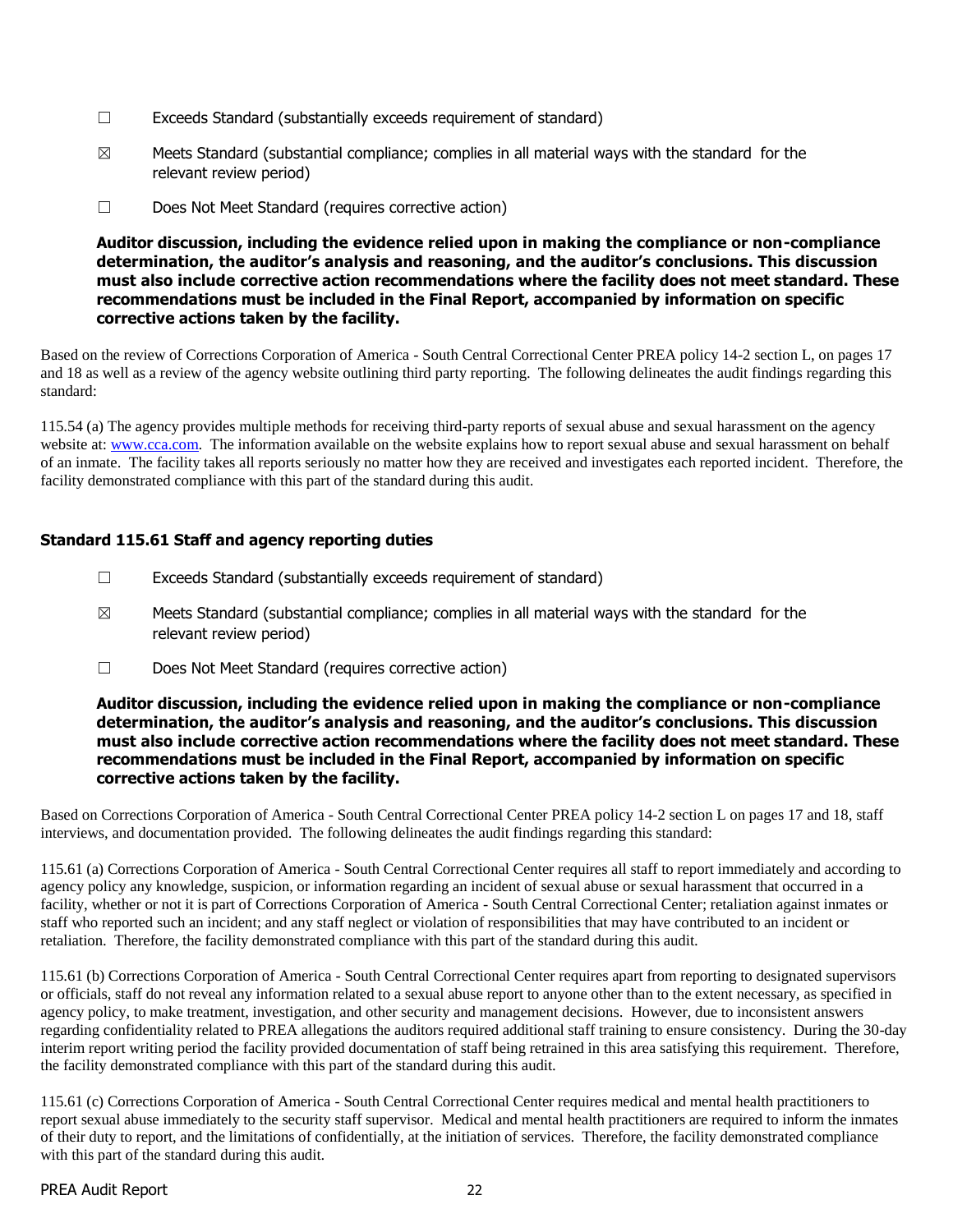☐ Exceeds Standard (substantially exceeds requirement of standard)

☒ Meets Standard (substantial compliance; complies in all material ways with the standard for the relevant review period)

☐ Does Not Meet Standard (requires corrective action)

**Auditor discussion, including the evidence relied upon in making the compliance or non-compliance determination, the auditor's analysis and reasoning, and the auditor's conclusions. This discussion must also include corrective action recommendations where the facility does not meet standard. These recommendations must be included in the Final Report, accompanied by information on specific corrective actions taken by the facility.**

Based on the review of Corrections Corporation of America - South Central Correctional Center PREA policy 14-2 section L, on pages 17 and 18 as well as a review of the agency website outlining third party reporting. The following delineates the audit findings regarding this standard:

115.54 (a) The agency provides multiple methods for receiving third-party reports of sexual abuse and sexual harassment on the agency website at: [www.cca.com](http://www.cca.com). The information available on the website explains how to report sexual abuse and sexual harassment on behalf of an inmate. The facility takes all reports seriously no matter how they are received and investigates each reported incident. Therefore, the facility demonstrated compliance with this part of the standard during this audit.

### Standard 115.61 Staff and agency reporting duties

☐ Exceeds Standard (substantially exceeds requirement of standard)

☒ Meets Standard (substantial compliance; complies in all material ways with the standard for the relevant review period)

☐ Does Not Meet Standard (requires corrective action)

**Auditor discussion, including the evidence relied upon in making the compliance or non-compliance determination, the auditor's analysis and reasoning, and the auditor's conclusions. This discussion must also include corrective action recommendations where the facility does not meet standard. These recommendations must be included in the Final Report, accompanied by information on specific corrective actions taken by the facility.**

Based on Corrections Corporation of America - South Central Correctional Center PREA policy 14-2 section L on pages 17 and 18, staff interviews, and documentation provided. The following delineates the audit findings regarding this standard:

115.61 (a) Corrections Corporation of America - South Central Correctional Center requires all staff to report immediately and according to agency policy any knowledge, suspicion, or information regarding an incident of sexual abuse or sexual harassment that occurred in a facility, whether or not it is part of Corrections Corporation of America - South Central Correctional Center; retaliation against inmates or staff who reported such an incident; and any staff neglect or violation of responsibilities that may have contributed to an incident or retaliation. Therefore, the facility demonstrated compliance with this part of the standard during this audit.

115.61 (b) Corrections Corporation of America - South Central Correctional Center requires apart from reporting to designated supervisors or officials, staff do not reveal any information related to a sexual abuse report to anyone other than to the extent necessary, as specified in agency policy, to make treatment, investigation, and other security and management decisions. However, due to inconsistent answers regarding confidentiality related to PREA allegations the auditors required additional staff training to ensure consistency. During the 30-day interim report writing period the facility provided documentation of staff being retrained in this area satisfying this requirement. Therefore, the facility demonstrated compliance with this part of the standard during this audit.

115.61 (c) Corrections Corporation of America - South Central Correctional Center requires medical and mental health practitioners to report sexual abuse immediately to the security staff supervisor. Medical and mental health practitioners are required to inform the inmates of their duty to report, and the limitations of confidentially, at the initiation of services. Therefore, the facility demonstrated compliance with this part of the standard during this audit.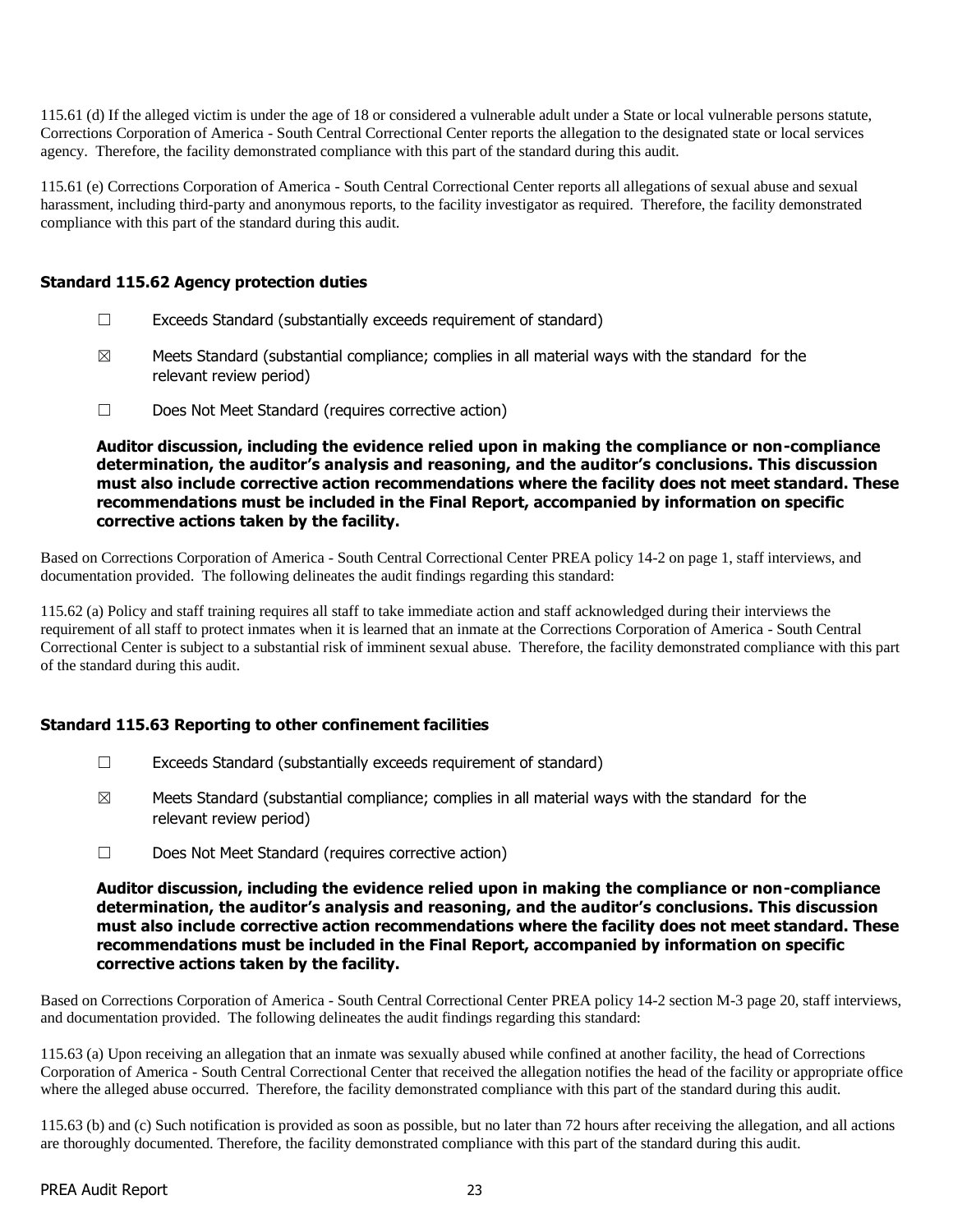115.61 (d) If the alleged victim is under the age of 18 or considered a vulnerable adult under a State or local vulnerable persons statute, Corrections Corporation of America - South Central Correctional Center reports the allegation to the designated state or local services agency. Therefore, the facility demonstrated compliance with this part of the standard during this audit.

115.61 (e) Corrections Corporation of America - South Central Correctional Center reports all allegations of sexual abuse and sexual harassment, including third-party and anonymous reports, to the facility investigator as required. Therefore, the facility demonstrated compliance with this part of the standard during this audit.

### Standard 115.62 Agency protection duties

☐ Exceeds Standard (substantially exceeds requirement of standard)

☒ Meets Standard (substantial compliance; complies in all material ways with the standard for the relevant review period)

☐ Does Not Meet Standard (requires corrective action)

**Auditor discussion, including the evidence relied upon in making the compliance or non-compliance determination, the auditor's analysis and reasoning, and the auditor's conclusions. This discussion must also include corrective action recommendations where the facility does not meet standard. These recommendations must be included in the Final Report, accompanied by information on specific corrective actions taken by the facility.**

Based on Corrections Corporation of America - South Central Correctional Center PREA policy 14-2 on page 1, staff interviews, and documentation provided. The following delineates the audit findings regarding this standard:

115.62 (a) Policy and staff training requires all staff to take immediate action and staff acknowledged during their interviews the requirement of all staff to protect inmates when it is learned that an inmate at the Corrections Corporation of America - South Central Correctional Center is subject to a substantial risk of imminent sexual abuse. Therefore, the facility demonstrated compliance with this part of the standard during this audit.

### Standard 115.63 Reporting to other confinement facilities

☐ Exceeds Standard (substantially exceeds requirement of standard)

☒ Meets Standard (substantial compliance; complies in all material ways with the standard for the relevant review period)

☐ Does Not Meet Standard (requires corrective action)

**Auditor discussion, including the evidence relied upon in making the compliance or non-compliance determination, the auditor's analysis and reasoning, and the auditor's conclusions. This discussion must also include corrective action recommendations where the facility does not meet standard. These recommendations must be included in the Final Report, accompanied by information on specific corrective actions taken by the facility.**

Based on Corrections Corporation of America - South Central Correctional Center PREA policy 14-2 section M-3 page 20, staff interviews, and documentation provided. The following delineates the audit findings regarding this standard:

115.63 (a) Upon receiving an allegation that an inmate was sexually abused while confined at another facility, the head of Corrections Corporation of America - South Central Correctional Center that received the allegation notifies the head of the facility or appropriate office where the alleged abuse occurred. Therefore, the facility demonstrated compliance with this part of the standard during this audit.

115.63 (b) and (c) Such notification is provided as soon as possible, but no later than 72 hours after receiving the allegation, and all actions are thoroughly documented. Therefore, the facility demonstrated compliance with this part of the standard during this audit.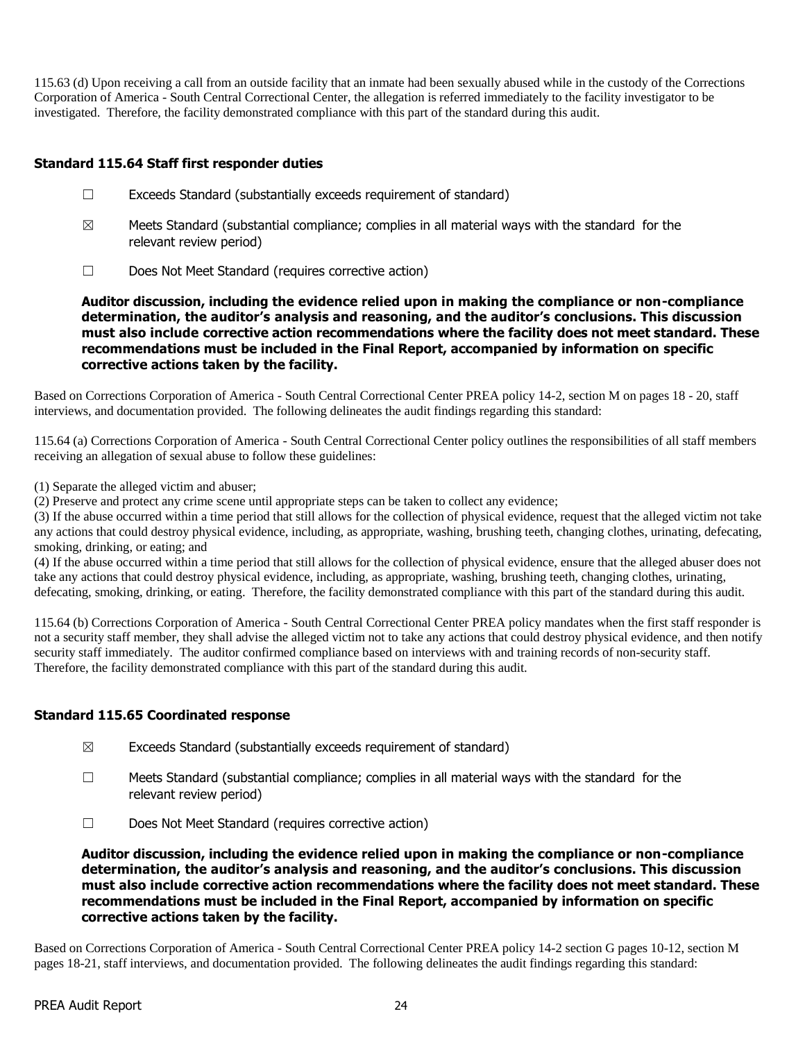115.63 (d) Upon receiving a call from an outside facility that an inmate had been sexually abused while in the custody of the Corrections Corporation of America - South Central Correctional Center, the allegation is referred immediately to the facility investigator to be investigated. Therefore, the facility demonstrated compliance with this part of the standard during this audit.

### Standard 115.64 Staff first responder duties

☐ Exceeds Standard (substantially exceeds requirement of standard)

☒ Meets Standard (substantial compliance; complies in all material ways with the standard for the relevant review period)

☐ Does Not Meet Standard (requires corrective action)

**Auditor discussion, including the evidence relied upon in making the compliance or non-compliance determination, the auditor's analysis and reasoning, and the auditor's conclusions. This discussion must also include corrective action recommendations where the facility does not meet standard. These recommendations must be included in the Final Report, accompanied by information on specific corrective actions taken by the facility.**

Based on Corrections Corporation of America - South Central Correctional Center PREA policy 14-2, section M on pages 18 - 20, staff interviews, and documentation provided. The following delineates the audit findings regarding this standard:

115.64 (a) Corrections Corporation of America - South Central Correctional Center policy outlines the responsibilities of all staff members receiving an allegation of sexual abuse to follow these guidelines:

(1) Separate the alleged victim and abuser;

(2) Preserve and protect any crime scene until appropriate steps can be taken to collect any evidence;

(3) If the abuse occurred within a time period that still allows for the collection of physical evidence, request that the alleged victim not take any actions that could destroy physical evidence, including, as appropriate, washing, brushing teeth, changing clothes, urinating, defecating, smoking, drinking, or eating; and

(4) If the abuse occurred within a time period that still allows for the collection of physical evidence, ensure that the alleged abuser does not take any actions that could destroy physical evidence, including, as appropriate, washing, brushing teeth, changing clothes, urinating, defecating, smoking, drinking, or eating. Therefore, the facility demonstrated compliance with this part of the standard during this audit.

115.64 (b) Corrections Corporation of America - South Central Correctional Center PREA policy mandates when the first staff responder is not a security staff member, they shall advise the alleged victim not to take any actions that could destroy physical evidence, and then notify security staff immediately. The auditor confirmed compliance based on interviews with and training records of non-security staff. Therefore, the facility demonstrated compliance with this part of the standard during this audit.

### Standard 115.65 Coordinated response

☒ Exceeds Standard (substantially exceeds requirement of standard)

☐ Meets Standard (substantial compliance; complies in all material ways with the standard for the relevant review period)

☐ Does Not Meet Standard (requires corrective action)

**Auditor discussion, including the evidence relied upon in making the compliance or non-compliance determination, the auditor's analysis and reasoning, and the auditor's conclusions. This discussion must also include corrective action recommendations where the facility does not meet standard. These recommendations must be included in the Final Report, accompanied by information on specific corrective actions taken by the facility.**

Based on Corrections Corporation of America - South Central Correctional Center PREA policy 14-2 section G pages 10-12, section M pages 18-21, staff interviews, and documentation provided. The following delineates the audit findings regarding this standard: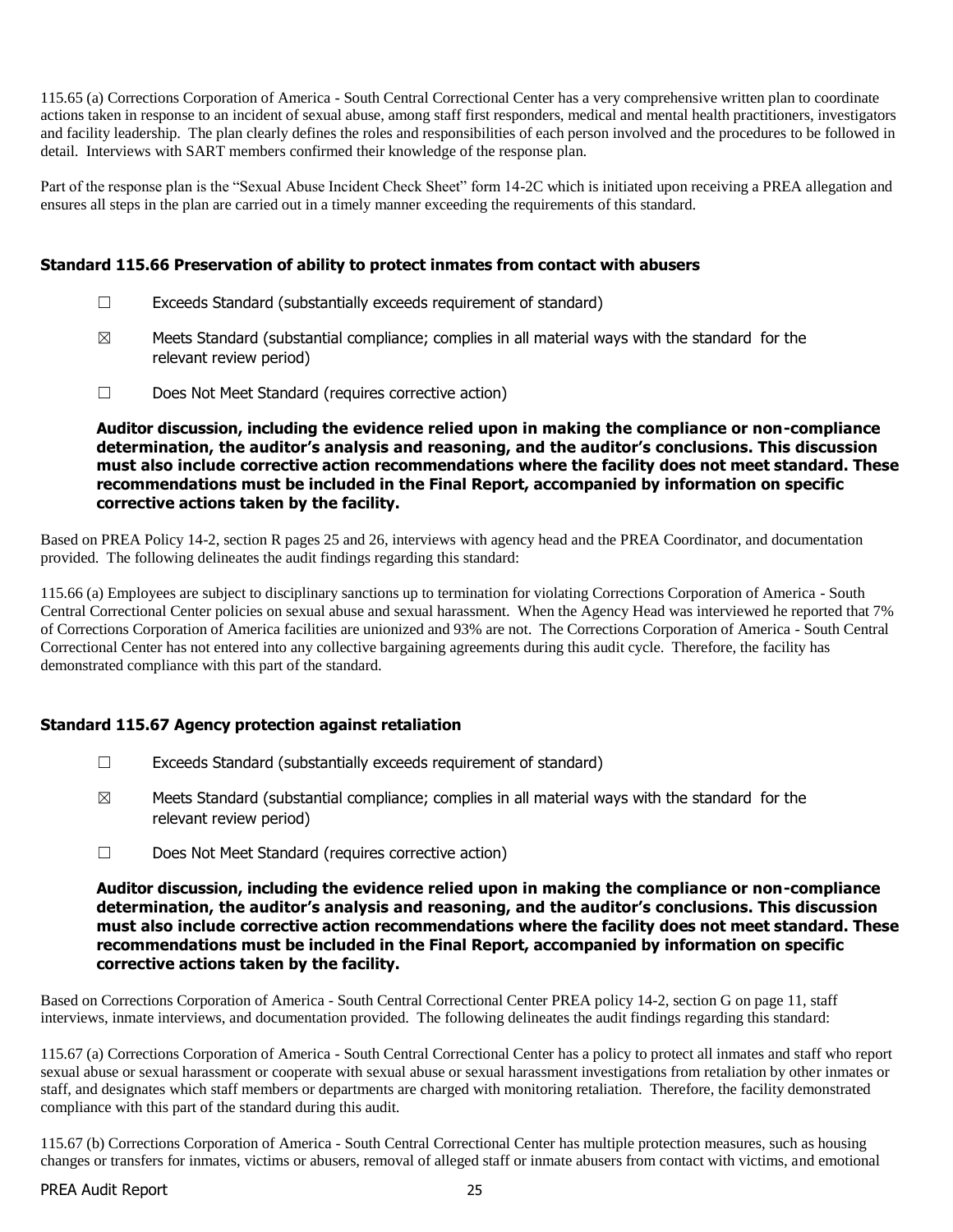115.65 (a) Corrections Corporation of America - South Central Correctional Center has a very comprehensive written plan to coordinate actions taken in response to an incident of sexual abuse, among staff first responders, medical and mental health practitioners, investigators and facility leadership. The plan clearly defines the roles and responsibilities of each person involved and the procedures to be followed in detail. Interviews with SART members confirmed their knowledge of the response plan.

Part of the response plan is the "Sexual Abuse Incident Check Sheet" form 14-2C which is initiated upon receiving a PREA allegation and ensures all steps in the plan are carried out in a timely manner exceeding the requirements of this standard.

### Standard 115.66 Preservation of ability to protect inmates from contact with abusers

☐ Exceeds Standard (substantially exceeds requirement of standard)

☒ Meets Standard (substantial compliance; complies in all material ways with the standard for the relevant review period)

☐ Does Not Meet Standard (requires corrective action)

**Auditor discussion, including the evidence relied upon in making the compliance or non-compliance determination, the auditor's analysis and reasoning, and the auditor's conclusions. This discussion must also include corrective action recommendations where the facility does not meet standard. These recommendations must be included in the Final Report, accompanied by information on specific corrective actions taken by the facility.**

Based on PREA Policy 14-2, section R pages 25 and 26, interviews with agency head and the PREA Coordinator, and documentation provided. The following delineates the audit findings regarding this standard:

115.66 (a) Employees are subject to disciplinary sanctions up to termination for violating Corrections Corporation of America - South Central Correctional Center policies on sexual abuse and sexual harassment. When the Agency Head was interviewed he reported that 7% of Corrections Corporation of America facilities are unionized and 93% are not. The Corrections Corporation of America - South Central Correctional Center has not entered into any collective bargaining agreements during this audit cycle. Therefore, the facility has demonstrated compliance with this part of the standard.

### Standard 115.67 Agency protection against retaliation

☐ Exceeds Standard (substantially exceeds requirement of standard)

☒ Meets Standard (substantial compliance; complies in all material ways with the standard for the relevant review period)

☐ Does Not Meet Standard (requires corrective action)

**Auditor discussion, including the evidence relied upon in making the compliance or non-compliance determination, the auditor's analysis and reasoning, and the auditor's conclusions. This discussion must also include corrective action recommendations where the facility does not meet standard. These recommendations must be included in the Final Report, accompanied by information on specific corrective actions taken by the facility.**

Based on Corrections Corporation of America - South Central Correctional Center PREA policy 14-2, section G on page 11, staff interviews, inmate interviews, and documentation provided. The following delineates the audit findings regarding this standard:

115.67 (a) Corrections Corporation of America - South Central Correctional Center has a policy to protect all inmates and staff who report sexual abuse or sexual harassment or cooperate with sexual abuse or sexual harassment investigations from retaliation by other inmates or staff, and designates which staff members or departments are charged with monitoring retaliation. Therefore, the facility demonstrated compliance with this part of the standard during this audit.

115.67 (b) Corrections Corporation of America - South Central Correctional Center has multiple protection measures, such as housing changes or transfers for inmates, victims or abusers, removal of alleged staff or inmate abusers from contact with victims, and emotional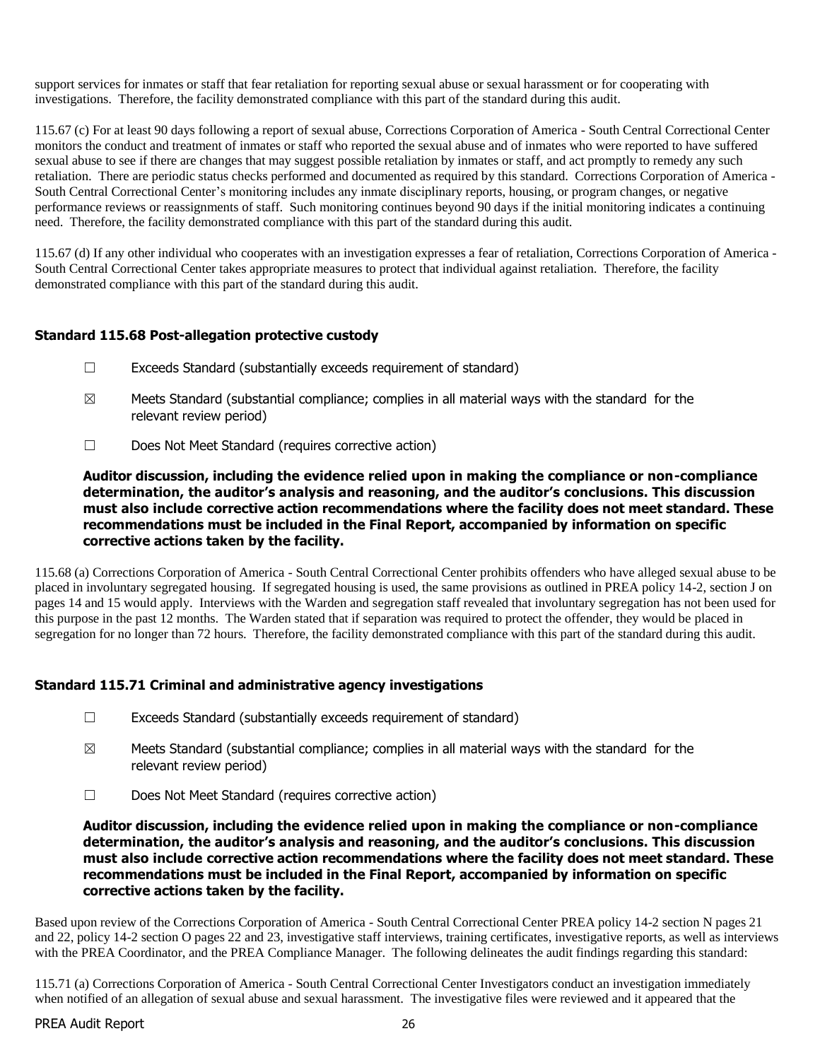support services for inmates or staff that fear retaliation for reporting sexual abuse or sexual harassment or for cooperating with investigations. Therefore, the facility demonstrated compliance with this part of the standard during this audit.

115.67 (c) For at least 90 days following a report of sexual abuse, Corrections Corporation of America - South Central Correctional Center monitors the conduct and treatment of inmates or staff who reported the sexual abuse and of inmates who were reported to have suffered sexual abuse to see if there are changes that may suggest possible retaliation by inmates or staff, and act promptly to remedy any such retaliation. There are periodic status checks performed and documented as required by this standard. Corrections Corporation of America - South Central Correctional Center's monitoring includes any inmate disciplinary reports, housing, or program changes, or negative performance reviews or reassignments of staff. Such monitoring continues beyond 90 days if the initial monitoring indicates a continuing need. Therefore, the facility demonstrated compliance with this part of the standard during this audit.

115.67 (d) If any other individual who cooperates with an investigation expresses a fear of retaliation, Corrections Corporation of America - South Central Correctional Center takes appropriate measures to protect that individual against retaliation. Therefore, the facility demonstrated compliance with this part of the standard during this audit.

### Standard 115.68 Post-allegation protective custody

☐ Exceeds Standard (substantially exceeds requirement of standard)

☒ Meets Standard (substantial compliance; complies in all material ways with the standard for the relevant review period)

☐ Does Not Meet Standard (requires corrective action)

**Auditor discussion, including the evidence relied upon in making the compliance or non-compliance determination, the auditor's analysis and reasoning, and the auditor's conclusions. This discussion must also include corrective action recommendations where the facility does not meet standard. These recommendations must be included in the Final Report, accompanied by information on specific corrective actions taken by the facility.**

115.68 (a) Corrections Corporation of America - South Central Correctional Center prohibits offenders who have alleged sexual abuse to be placed in involuntary segregated housing. If segregated housing is used, the same provisions as outlined in PREA policy 14-2, section J on pages 14 and 15 would apply. Interviews with the Warden and segregation staff revealed that involuntary segregation has not been used for this purpose in the past 12 months. The Warden stated that if separation was required to protect the offender, they would be placed in segregation for no longer than 72 hours. Therefore, the facility demonstrated compliance with this part of the standard during this audit.

### Standard 115.71 Criminal and administrative agency investigations

☐ Exceeds Standard (substantially exceeds requirement of standard)

☒ Meets Standard (substantial compliance; complies in all material ways with the standard for the relevant review period)

☐ Does Not Meet Standard (requires corrective action)

**Auditor discussion, including the evidence relied upon in making the compliance or non-compliance determination, the auditor's analysis and reasoning, and the auditor's conclusions. This discussion must also include corrective action recommendations where the facility does not meet standard. These recommendations must be included in the Final Report, accompanied by information on specific corrective actions taken by the facility.**

Based upon review of the Corrections Corporation of America - South Central Correctional Center PREA policy 14-2 section N pages 21 and 22, policy 14-2 section O pages 22 and 23, investigative staff interviews, training certificates, investigative reports, as well as interviews with the PREA Coordinator, and the PREA Compliance Manager. The following delineates the audit findings regarding this standard:

115.71 (a) Corrections Corporation of America - South Central Correctional Center Investigators conduct an investigation immediately when notified of an allegation of sexual abuse and sexual harassment. The investigative files were reviewed and it appeared that the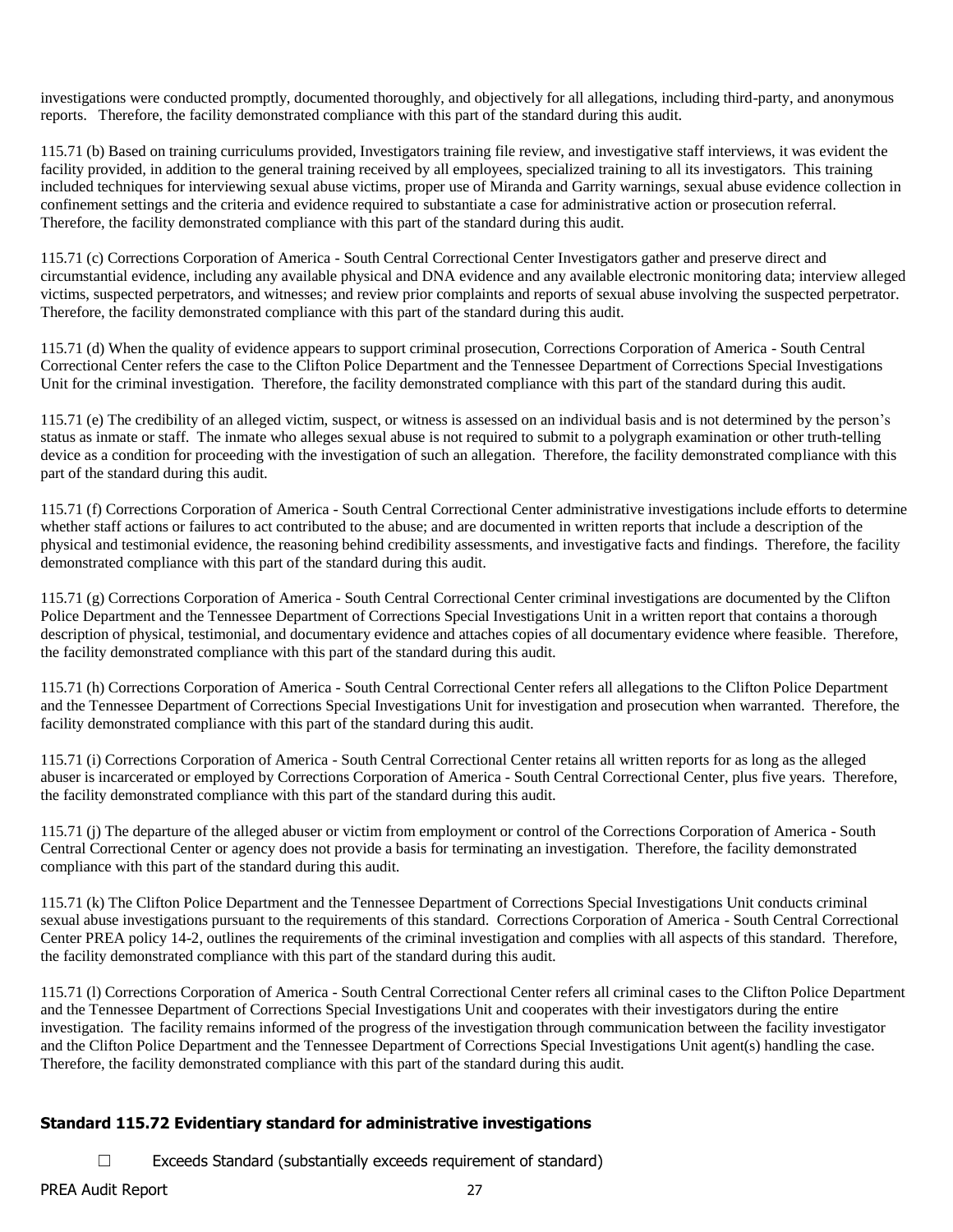investigations were conducted promptly, documented thoroughly, and objectively for all allegations, including third-party, and anonymous reports. Therefore, the facility demonstrated compliance with this part of the standard during this audit.

115.71 (b) Based on training curriculums provided, Investigators training file review, and investigative staff interviews, it was evident the facility provided, in addition to the general training received by all employees, specialized training to all its investigators. This training included techniques for interviewing sexual abuse victims, proper use of Miranda and Garrity warnings, sexual abuse evidence collection in confinement settings and the criteria and evidence required to substantiate a case for administrative action or prosecution referral. Therefore, the facility demonstrated compliance with this part of the standard during this audit.

115.71 (c) Corrections Corporation of America - South Central Correctional Center Investigators gather and preserve direct and circumstantial evidence, including any available physical and DNA evidence and any available electronic monitoring data; interview alleged victims, suspected perpetrators, and witnesses; and review prior complaints and reports of sexual abuse involving the suspected perpetrator. Therefore, the facility demonstrated compliance with this part of the standard during this audit.

115.71 (d) When the quality of evidence appears to support criminal prosecution, Corrections Corporation of America - South Central Correctional Center refers the case to the Clifton Police Department and the Tennessee Department of Corrections Special Investigations Unit for the criminal investigation. Therefore, the facility demonstrated compliance with this part of the standard during this audit.

115.71 (e) The credibility of an alleged victim, suspect, or witness is assessed on an individual basis and is not determined by the person's status as inmate or staff. The inmate who alleges sexual abuse is not required to submit to a polygraph examination or other truth-telling device as a condition for proceeding with the investigation of such an allegation. Therefore, the facility demonstrated compliance with this part of the standard during this audit.

115.71 (f) Corrections Corporation of America - South Central Correctional Center administrative investigations include efforts to determine whether staff actions or failures to act contributed to the abuse; and are documented in written reports that include a description of the physical and testimonial evidence, the reasoning behind credibility assessments, and investigative facts and findings. Therefore, the facility demonstrated compliance with this part of the standard during this audit.

115.71 (g) Corrections Corporation of America - South Central Correctional Center criminal investigations are documented by the Clifton Police Department and the Tennessee Department of Corrections Special Investigations Unit in a written report that contains a thorough description of physical, testimonial, and documentary evidence and attaches copies of all documentary evidence where feasible. Therefore, the facility demonstrated compliance with this part of the standard during this audit.

115.71 (h) Corrections Corporation of America - South Central Correctional Center refers all allegations to the Clifton Police Department and the Tennessee Department of Corrections Special Investigations Unit for investigation and prosecution when warranted. Therefore, the facility demonstrated compliance with this part of the standard during this audit.

115.71 (i) Corrections Corporation of America - South Central Correctional Center retains all written reports for as long as the alleged abuser is incarcerated or employed by Corrections Corporation of America - South Central Correctional Center, plus five years. Therefore, the facility demonstrated compliance with this part of the standard during this audit.

115.71 (j) The departure of the alleged abuser or victim from employment or control of the Corrections Corporation of America - South Central Correctional Center or agency does not provide a basis for terminating an investigation. Therefore, the facility demonstrated compliance with this part of the standard during this audit.

115.71 (k) The Clifton Police Department and the Tennessee Department of Corrections Special Investigations Unit conducts criminal sexual abuse investigations pursuant to the requirements of this standard. Corrections Corporation of America - South Central Correctional Center PREA policy 14-2, outlines the requirements of the criminal investigation and complies with all aspects of this standard. Therefore, the facility demonstrated compliance with this part of the standard during this audit.

115.71 (l) Corrections Corporation of America - South Central Correctional Center refers all criminal cases to the Clifton Police Department and the Tennessee Department of Corrections Special Investigations Unit and cooperates with their investigators during the entire investigation. The facility remains informed of the progress of the investigation through communication between the facility investigator and the Clifton Police Department and the Tennessee Department of Corrections Special Investigations Unit agent(s) handling the case. Therefore, the facility demonstrated compliance with this part of the standard during this audit.

### Standard 115.72 Evidentiary standard for administrative investigations

☐ Exceeds Standard (substantially exceeds requirement of standard)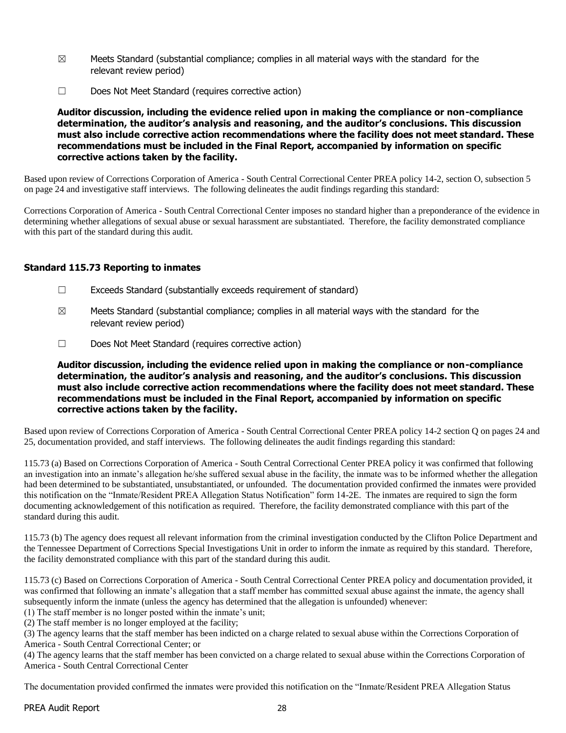☒ Meets Standard (substantial compliance; complies in all material ways with the standard for the relevant review period)

☐ Does Not Meet Standard (requires corrective action)

**Auditor discussion, including the evidence relied upon in making the compliance or non-compliance determination, the auditor's analysis and reasoning, and the auditor's conclusions. This discussion must also include corrective action recommendations where the facility does not meet standard. These recommendations must be included in the Final Report, accompanied by information on specific corrective actions taken by the facility.**

Based upon review of Corrections Corporation of America - South Central Correctional Center PREA policy 14-2, section O, subsection 5 on page 24 and investigative staff interviews. The following delineates the audit findings regarding this standard:

Corrections Corporation of America - South Central Correctional Center imposes no standard higher than a preponderance of the evidence in determining whether allegations of sexual abuse or sexual harassment are substantiated. Therefore, the facility demonstrated compliance with this part of the standard during this audit.

### Standard 115.73 Reporting to inmates

☐ Exceeds Standard (substantially exceeds requirement of standard)

☒ Meets Standard (substantial compliance; complies in all material ways with the standard for the relevant review period)

☐ Does Not Meet Standard (requires corrective action)

**Auditor discussion, including the evidence relied upon in making the compliance or non-compliance determination, the auditor's analysis and reasoning, and the auditor's conclusions. This discussion must also include corrective action recommendations where the facility does not meet standard. These recommendations must be included in the Final Report, accompanied by information on specific corrective actions taken by the facility.**

Based upon review of Corrections Corporation of America - South Central Correctional Center PREA policy 14-2 section Q on pages 24 and 25, documentation provided, and staff interviews. The following delineates the audit findings regarding this standard:

115.73 (a) Based on Corrections Corporation of America - South Central Correctional Center PREA policy it was confirmed that following an investigation into an inmate's allegation he/she suffered sexual abuse in the facility, the inmate was to be informed whether the allegation had been determined to be substantiated, unsubstantiated, or unfounded. The documentation provided confirmed the inmates were provided this notification on the "Inmate/Resident PREA Allegation Status Notification" form 14-2E. The inmates are required to sign the form documenting acknowledgement of this notification as required. Therefore, the facility demonstrated compliance with this part of the standard during this audit.

115.73 (b) The agency does request all relevant information from the criminal investigation conducted by the Clifton Police Department and the Tennessee Department of Corrections Special Investigations Unit in order to inform the inmate as required by this standard. Therefore, the facility demonstrated compliance with this part of the standard during this audit.

115.73 (c) Based on Corrections Corporation of America - South Central Correctional Center PREA policy and documentation provided, it was confirmed that following an inmate's allegation that a staff member has committed sexual abuse against the inmate, the agency shall subsequently inform the inmate (unless the agency has determined that the allegation is unfounded) whenever:

(1) The staff member is no longer posted within the inmate's unit;
(2) The staff member is no longer employed at the facility;
(3) The agency learns that the staff member has been indicted on a charge related to sexual abuse within the Corrections Corporation of America - South Central Correctional Center; or
(4) The agency learns that the staff member has been convicted on a charge related to sexual abuse within the Corrections Corporation of America - South Central Correctional Center

The documentation provided confirmed the inmates were provided this notification on the "Inmate/Resident PREA Allegation Status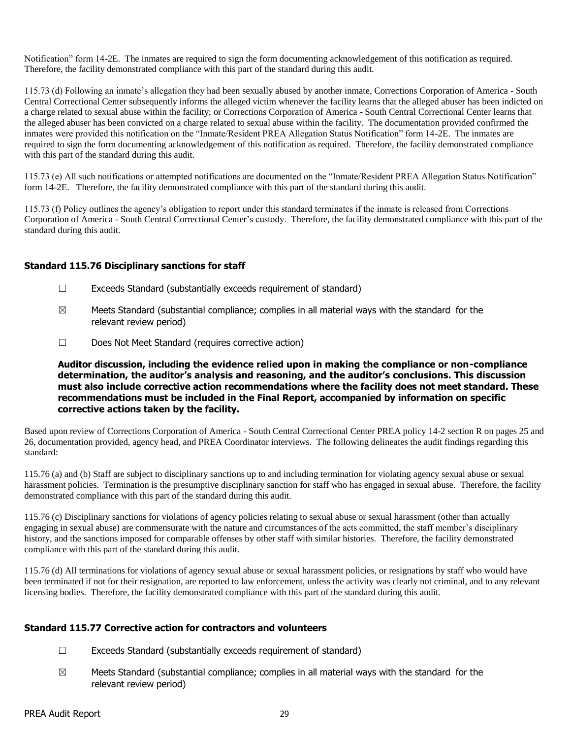Notification" form 14-2E. The inmates are required to sign the form documenting acknowledgement of this notification as required. Therefore, the facility demonstrated compliance with this part of the standard during this audit.

115.73 (d) Following an inmate's allegation they had been sexually abused by another inmate, Corrections Corporation of America - South Central Correctional Center subsequently informs the alleged victim whenever the facility learns that the alleged abuser has been indicted on a charge related to sexual abuse within the facility; or Corrections Corporation of America - South Central Correctional Center learns that the alleged abuser has been convicted on a charge related to sexual abuse within the facility. The documentation provided confirmed the inmates were provided this notification on the "Inmate/Resident PREA Allegation Status Notification" form 14-2E. The inmates are required to sign the form documenting acknowledgement of this notification as required. Therefore, the facility demonstrated compliance with this part of the standard during this audit.

115.73 (e) All such notifications or attempted notifications are documented on the "Inmate/Resident PREA Allegation Status Notification" form 14-2E. Therefore, the facility demonstrated compliance with this part of the standard during this audit.

115.73 (f) Policy outlines the agency's obligation to report under this standard terminates if the inmate is released from Corrections Corporation of America - South Central Correctional Center's custody. Therefore, the facility demonstrated compliance with this part of the standard during this audit.

### Standard 115.76 Disciplinary sanctions for staff

- ☐ Exceeds Standard (substantially exceeds requirement of standard)
- ☒ Meets Standard (substantial compliance; complies in all material ways with the standard for the relevant review period)
- ☐ Does Not Meet Standard (requires corrective action)

**Auditor discussion, including the evidence relied upon in making the compliance or non-compliance determination, the auditor's analysis and reasoning, and the auditor's conclusions. This discussion must also include corrective action recommendations where the facility does not meet standard. These recommendations must be included in the Final Report, accompanied by information on specific corrective actions taken by the facility.**

Based upon review of Corrections Corporation of America - South Central Correctional Center PREA policy 14-2 section R on pages 25 and 26, documentation provided, agency head, and PREA Coordinator interviews. The following delineates the audit findings regarding this standard:

115.76 (a) and (b) Staff are subject to disciplinary sanctions up to and including termination for violating agency sexual abuse or sexual harassment policies. Termination is the presumptive disciplinary sanction for staff who has engaged in sexual abuse. Therefore, the facility demonstrated compliance with this part of the standard during this audit.

115.76 (c) Disciplinary sanctions for violations of agency policies relating to sexual abuse or sexual harassment (other than actually engaging in sexual abuse) are commensurate with the nature and circumstances of the acts committed, the staff member's disciplinary history, and the sanctions imposed for comparable offenses by other staff with similar histories. Therefore, the facility demonstrated compliance with this part of the standard during this audit.

115.76 (d) All terminations for violations of agency sexual abuse or sexual harassment policies, or resignations by staff who would have been terminated if not for their resignation, are reported to law enforcement, unless the activity was clearly not criminal, and to any relevant licensing bodies. Therefore, the facility demonstrated compliance with this part of the standard during this audit.

### Standard 115.77 Corrective action for contractors and volunteers

- ☐ Exceeds Standard (substantially exceeds requirement of standard)
- ☒ Meets Standard (substantial compliance; complies in all material ways with the standard for the relevant review period)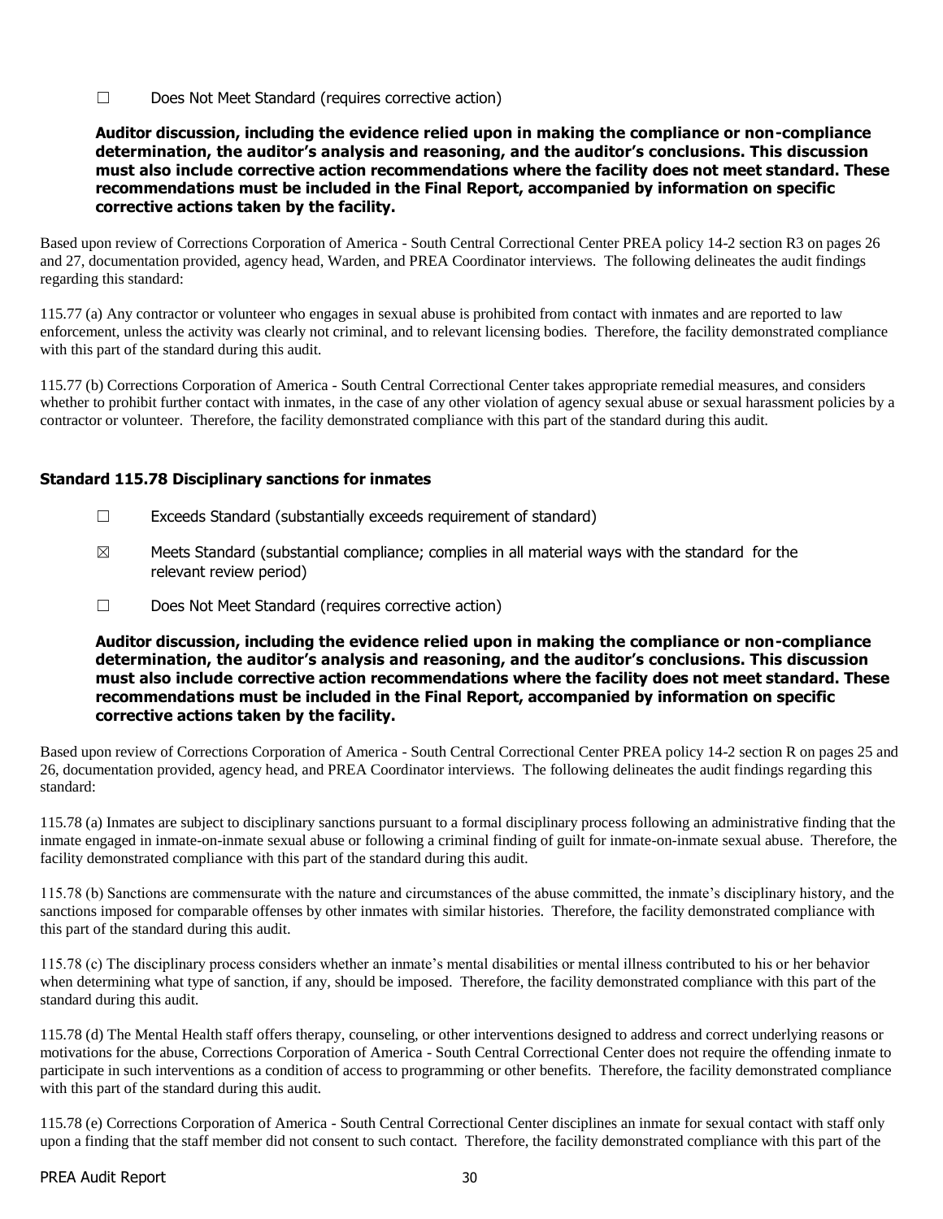☐ Does Not Meet Standard (requires corrective action)

**Auditor discussion, including the evidence relied upon in making the compliance or non-compliance determination, the auditor's analysis and reasoning, and the auditor's conclusions. This discussion must also include corrective action recommendations where the facility does not meet standard. These recommendations must be included in the Final Report, accompanied by information on specific corrective actions taken by the facility.**

Based upon review of Corrections Corporation of America - South Central Correctional Center PREA policy 14-2 section R3 on pages 26 and 27, documentation provided, agency head, Warden, and PREA Coordinator interviews. The following delineates the audit findings regarding this standard:

115.77 (a) Any contractor or volunteer who engages in sexual abuse is prohibited from contact with inmates and are reported to law enforcement, unless the activity was clearly not criminal, and to relevant licensing bodies. Therefore, the facility demonstrated compliance with this part of the standard during this audit.

115.77 (b) Corrections Corporation of America - South Central Correctional Center takes appropriate remedial measures, and considers whether to prohibit further contact with inmates, in the case of any other violation of agency sexual abuse or sexual harassment policies by a contractor or volunteer. Therefore, the facility demonstrated compliance with this part of the standard during this audit.

### Standard 115.78 Disciplinary sanctions for inmates

☐ Exceeds Standard (substantially exceeds requirement of standard)

☒ Meets Standard (substantial compliance; complies in all material ways with the standard for the relevant review period)

☐ Does Not Meet Standard (requires corrective action)

**Auditor discussion, including the evidence relied upon in making the compliance or non-compliance determination, the auditor's analysis and reasoning, and the auditor's conclusions. This discussion must also include corrective action recommendations where the facility does not meet standard. These recommendations must be included in the Final Report, accompanied by information on specific corrective actions taken by the facility.**

Based upon review of Corrections Corporation of America - South Central Correctional Center PREA policy 14-2 section R on pages 25 and 26, documentation provided, agency head, and PREA Coordinator interviews. The following delineates the audit findings regarding this standard:

115.78 (a) Inmates are subject to disciplinary sanctions pursuant to a formal disciplinary process following an administrative finding that the inmate engaged in inmate-on-inmate sexual abuse or following a criminal finding of guilt for inmate-on-inmate sexual abuse. Therefore, the facility demonstrated compliance with this part of the standard during this audit.

115.78 (b) Sanctions are commensurate with the nature and circumstances of the abuse committed, the inmate's disciplinary history, and the sanctions imposed for comparable offenses by other inmates with similar histories. Therefore, the facility demonstrated compliance with this part of the standard during this audit.

115.78 (c) The disciplinary process considers whether an inmate's mental disabilities or mental illness contributed to his or her behavior when determining what type of sanction, if any, should be imposed. Therefore, the facility demonstrated compliance with this part of the standard during this audit.

115.78 (d) The Mental Health staff offers therapy, counseling, or other interventions designed to address and correct underlying reasons or motivations for the abuse, Corrections Corporation of America - South Central Correctional Center does not require the offending inmate to participate in such interventions as a condition of access to programming or other benefits. Therefore, the facility demonstrated compliance with this part of the standard during this audit.

115.78 (e) Corrections Corporation of America - South Central Correctional Center disciplines an inmate for sexual contact with staff only upon a finding that the staff member did not consent to such contact. Therefore, the facility demonstrated compliance with this part of the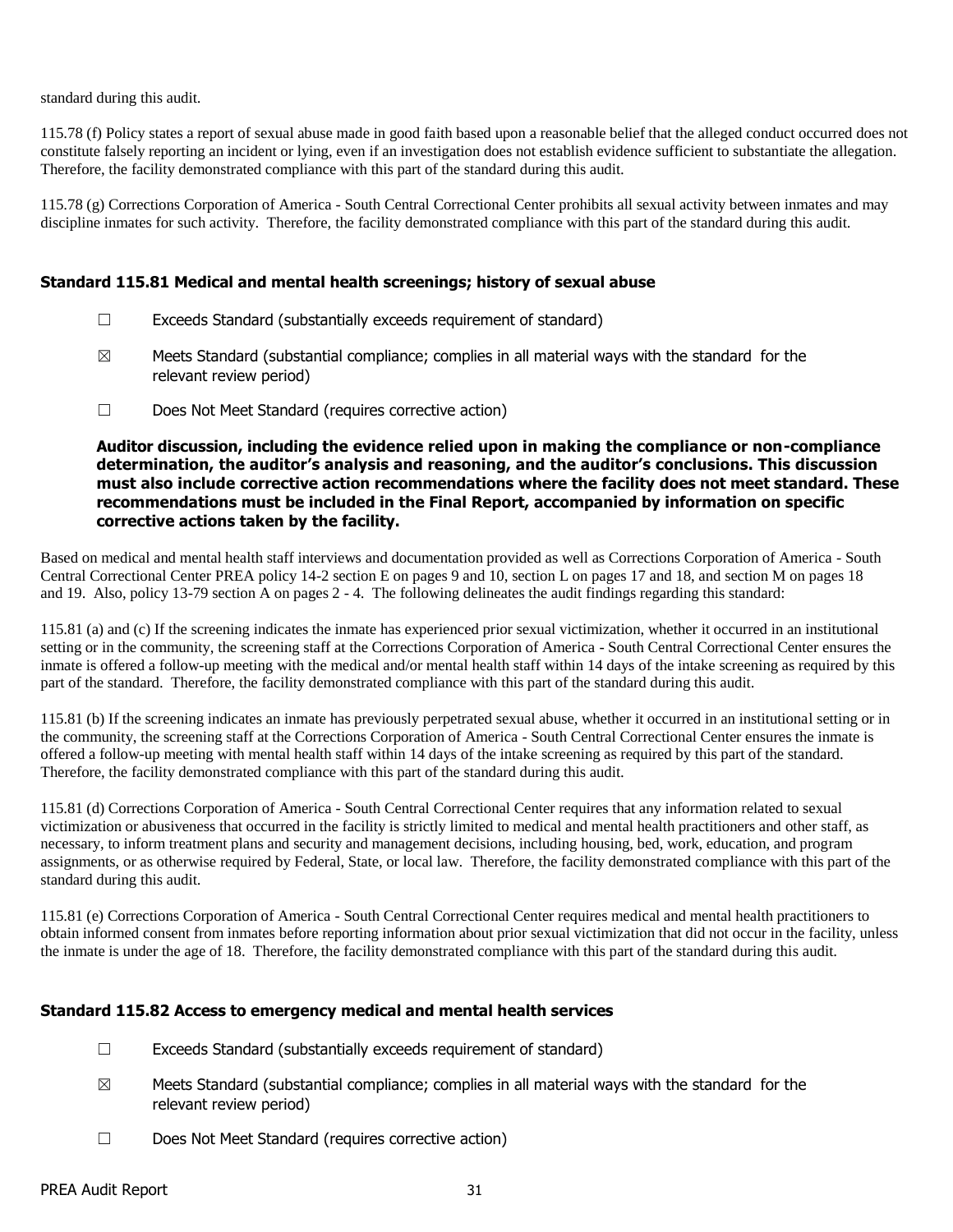standard during this audit.

115.78 (f) Policy states a report of sexual abuse made in good faith based upon a reasonable belief that the alleged conduct occurred does not constitute falsely reporting an incident or lying, even if an investigation does not establish evidence sufficient to substantiate the allegation. Therefore, the facility demonstrated compliance with this part of the standard during this audit.

115.78 (g) Corrections Corporation of America - South Central Correctional Center prohibits all sexual activity between inmates and may discipline inmates for such activity. Therefore, the facility demonstrated compliance with this part of the standard during this audit.

### Standard 115.81 Medical and mental health screenings; history of sexual abuse

☐ Exceeds Standard (substantially exceeds requirement of standard)

☒ Meets Standard (substantial compliance; complies in all material ways with the standard for the relevant review period)

☐ Does Not Meet Standard (requires corrective action)

**Auditor discussion, including the evidence relied upon in making the compliance or non-compliance determination, the auditor's analysis and reasoning, and the auditor's conclusions. This discussion must also include corrective action recommendations where the facility does not meet standard. These recommendations must be included in the Final Report, accompanied by information on specific corrective actions taken by the facility.**

Based on medical and mental health staff interviews and documentation provided as well as Corrections Corporation of America - South Central Correctional Center PREA policy 14-2 section E on pages 9 and 10, section L on pages 17 and 18, and section M on pages 18 and 19. Also, policy 13-79 section A on pages 2 - 4. The following delineates the audit findings regarding this standard:

115.81 (a) and (c) If the screening indicates the inmate has experienced prior sexual victimization, whether it occurred in an institutional setting or in the community, the screening staff at the Corrections Corporation of America - South Central Correctional Center ensures the inmate is offered a follow-up meeting with the medical and/or mental health staff within 14 days of the intake screening as required by this part of the standard. Therefore, the facility demonstrated compliance with this part of the standard during this audit.

115.81 (b) If the screening indicates an inmate has previously perpetrated sexual abuse, whether it occurred in an institutional setting or in the community, the screening staff at the Corrections Corporation of America - South Central Correctional Center ensures the inmate is offered a follow-up meeting with mental health staff within 14 days of the intake screening as required by this part of the standard. Therefore, the facility demonstrated compliance with this part of the standard during this audit.

115.81 (d) Corrections Corporation of America - South Central Correctional Center requires that any information related to sexual victimization or abusiveness that occurred in the facility is strictly limited to medical and mental health practitioners and other staff, as necessary, to inform treatment plans and security and management decisions, including housing, bed, work, education, and program assignments, or as otherwise required by Federal, State, or local law. Therefore, the facility demonstrated compliance with this part of the standard during this audit.

115.81 (e) Corrections Corporation of America - South Central Correctional Center requires medical and mental health practitioners to obtain informed consent from inmates before reporting information about prior sexual victimization that did not occur in the facility, unless the inmate is under the age of 18. Therefore, the facility demonstrated compliance with this part of the standard during this audit.

### Standard 115.82 Access to emergency medical and mental health services

☐ Exceeds Standard (substantially exceeds requirement of standard)

☒ Meets Standard (substantial compliance; complies in all material ways with the standard for the relevant review period)

☐ Does Not Meet Standard (requires corrective action)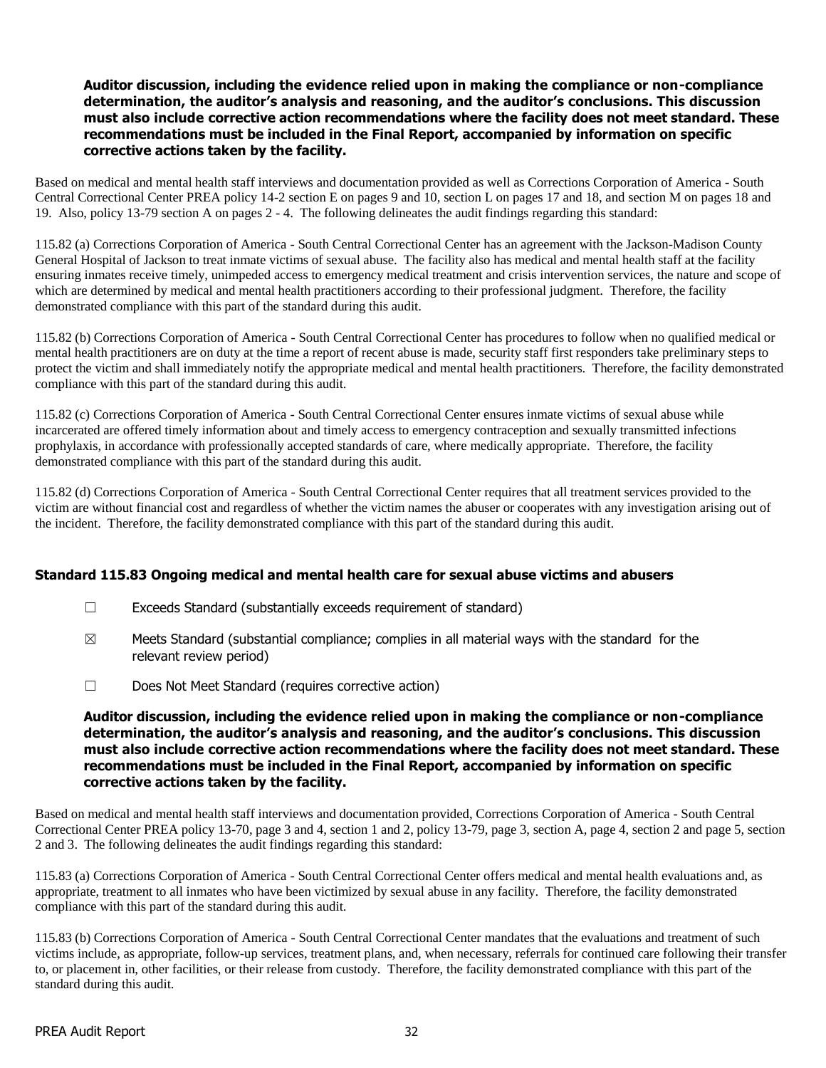**Auditor discussion, including the evidence relied upon in making the compliance or non-compliance determination, the auditor's analysis and reasoning, and the auditor's conclusions. This discussion must also include corrective action recommendations where the facility does not meet standard. These recommendations must be included in the Final Report, accompanied by information on specific corrective actions taken by the facility.**

Based on medical and mental health staff interviews and documentation provided as well as Corrections Corporation of America - South Central Correctional Center PREA policy 14-2 section E on pages 9 and 10, section L on pages 17 and 18, and section M on pages 18 and 19. Also, policy 13-79 section A on pages 2 - 4. The following delineates the audit findings regarding this standard:

115.82 (a) Corrections Corporation of America - South Central Correctional Center has an agreement with the Jackson-Madison County General Hospital of Jackson to treat inmate victims of sexual abuse. The facility also has medical and mental health staff at the facility ensuring inmates receive timely, unimpeded access to emergency medical treatment and crisis intervention services, the nature and scope of which are determined by medical and mental health practitioners according to their professional judgment. Therefore, the facility demonstrated compliance with this part of the standard during this audit.

115.82 (b) Corrections Corporation of America - South Central Correctional Center has procedures to follow when no qualified medical or mental health practitioners are on duty at the time a report of recent abuse is made, security staff first responders take preliminary steps to protect the victim and shall immediately notify the appropriate medical and mental health practitioners. Therefore, the facility demonstrated compliance with this part of the standard during this audit.

115.82 (c) Corrections Corporation of America - South Central Correctional Center ensures inmate victims of sexual abuse while incarcerated are offered timely information about and timely access to emergency contraception and sexually transmitted infections prophylaxis, in accordance with professionally accepted standards of care, where medically appropriate. Therefore, the facility demonstrated compliance with this part of the standard during this audit.

115.82 (d) Corrections Corporation of America - South Central Correctional Center requires that all treatment services provided to the victim are without financial cost and regardless of whether the victim names the abuser or cooperates with any investigation arising out of the incident. Therefore, the facility demonstrated compliance with this part of the standard during this audit.

### Standard 115.83 Ongoing medical and mental health care for sexual abuse victims and abusers

☐ Exceeds Standard (substantially exceeds requirement of standard)

☒ Meets Standard (substantial compliance; complies in all material ways with the standard for the relevant review period)

☐ Does Not Meet Standard (requires corrective action)

**Auditor discussion, including the evidence relied upon in making the compliance or non-compliance determination, the auditor's analysis and reasoning, and the auditor's conclusions. This discussion must also include corrective action recommendations where the facility does not meet standard. These recommendations must be included in the Final Report, accompanied by information on specific corrective actions taken by the facility.**

Based on medical and mental health staff interviews and documentation provided, Corrections Corporation of America - South Central Correctional Center PREA policy 13-70, page 3 and 4, section 1 and 2, policy 13-79, page 3, section A, page 4, section 2 and page 5, section 2 and 3. The following delineates the audit findings regarding this standard:

115.83 (a) Corrections Corporation of America - South Central Correctional Center offers medical and mental health evaluations and, as appropriate, treatment to all inmates who have been victimized by sexual abuse in any facility. Therefore, the facility demonstrated compliance with this part of the standard during this audit.

115.83 (b) Corrections Corporation of America - South Central Correctional Center mandates that the evaluations and treatment of such victims include, as appropriate, follow-up services, treatment plans, and, when necessary, referrals for continued care following their transfer to, or placement in, other facilities, or their release from custody. Therefore, the facility demonstrated compliance with this part of the standard during this audit.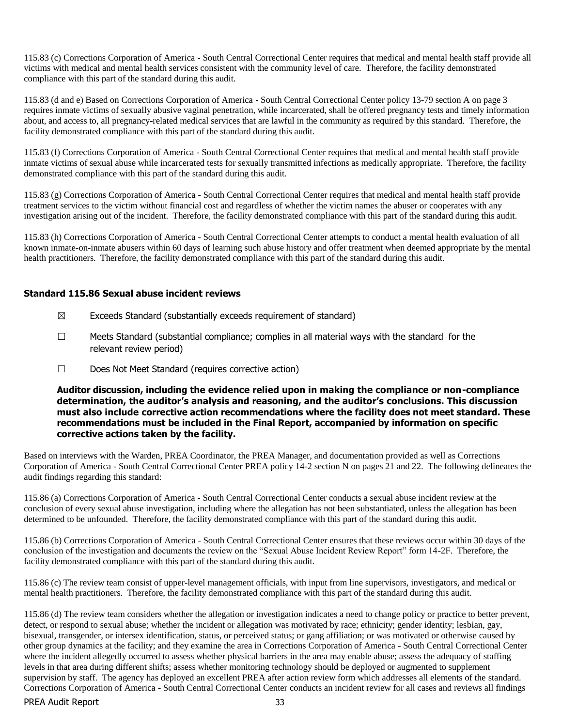115.83 (c) Corrections Corporation of America - South Central Correctional Center requires that medical and mental health staff provide all victims with medical and mental health services consistent with the community level of care. Therefore, the facility demonstrated compliance with this part of the standard during this audit.

115.83 (d and e) Based on Corrections Corporation of America - South Central Correctional Center policy 13-79 section A on page 3 requires inmate victims of sexually abusive vaginal penetration, while incarcerated, shall be offered pregnancy tests and timely information about, and access to, all pregnancy-related medical services that are lawful in the community as required by this standard. Therefore, the facility demonstrated compliance with this part of the standard during this audit.

115.83 (f) Corrections Corporation of America - South Central Correctional Center requires that medical and mental health staff provide inmate victims of sexual abuse while incarcerated tests for sexually transmitted infections as medically appropriate. Therefore, the facility demonstrated compliance with this part of the standard during this audit.

115.83 (g) Corrections Corporation of America - South Central Correctional Center requires that medical and mental health staff provide treatment services to the victim without financial cost and regardless of whether the victim names the abuser or cooperates with any investigation arising out of the incident. Therefore, the facility demonstrated compliance with this part of the standard during this audit.

115.83 (h) Corrections Corporation of America - South Central Correctional Center attempts to conduct a mental health evaluation of all known inmate-on-inmate abusers within 60 days of learning such abuse history and offer treatment when deemed appropriate by the mental health practitioners. Therefore, the facility demonstrated compliance with this part of the standard during this audit.

### Standard 115.86 Sexual abuse incident reviews

☒ Exceeds Standard (substantially exceeds requirement of standard)

☐ Meets Standard (substantial compliance; complies in all material ways with the standard for the relevant review period)

☐ Does Not Meet Standard (requires corrective action)

**Auditor discussion, including the evidence relied upon in making the compliance or non-compliance determination, the auditor's analysis and reasoning, and the auditor's conclusions. This discussion must also include corrective action recommendations where the facility does not meet standard. These recommendations must be included in the Final Report, accompanied by information on specific corrective actions taken by the facility.**

Based on interviews with the Warden, PREA Coordinator, the PREA Manager, and documentation provided as well as Corrections Corporation of America - South Central Correctional Center PREA policy 14-2 section N on pages 21 and 22. The following delineates the audit findings regarding this standard:

115.86 (a) Corrections Corporation of America - South Central Correctional Center conducts a sexual abuse incident review at the conclusion of every sexual abuse investigation, including where the allegation has not been substantiated, unless the allegation has been determined to be unfounded. Therefore, the facility demonstrated compliance with this part of the standard during this audit.

115.86 (b) Corrections Corporation of America - South Central Correctional Center ensures that these reviews occur within 30 days of the conclusion of the investigation and documents the review on the "Sexual Abuse Incident Review Report" form 14-2F. Therefore, the facility demonstrated compliance with this part of the standard during this audit.

115.86 (c) The review team consist of upper-level management officials, with input from line supervisors, investigators, and medical or mental health practitioners. Therefore, the facility demonstrated compliance with this part of the standard during this audit.

115.86 (d) The review team considers whether the allegation or investigation indicates a need to change policy or practice to better prevent, detect, or respond to sexual abuse; whether the incident or allegation was motivated by race; ethnicity; gender identity; lesbian, gay, bisexual, transgender, or intersex identification, status, or perceived status; or gang affiliation; or was motivated or otherwise caused by other group dynamics at the facility; and they examine the area in Corrections Corporation of America - South Central Correctional Center where the incident allegedly occurred to assess whether physical barriers in the area may enable abuse; assess the adequacy of staffing levels in that area during different shifts; assess whether monitoring technology should be deployed or augmented to supplement supervision by staff. The agency has deployed an excellent PREA after action review form which addresses all elements of the standard. Corrections Corporation of America - South Central Correctional Center conducts an incident review for all cases and reviews all findings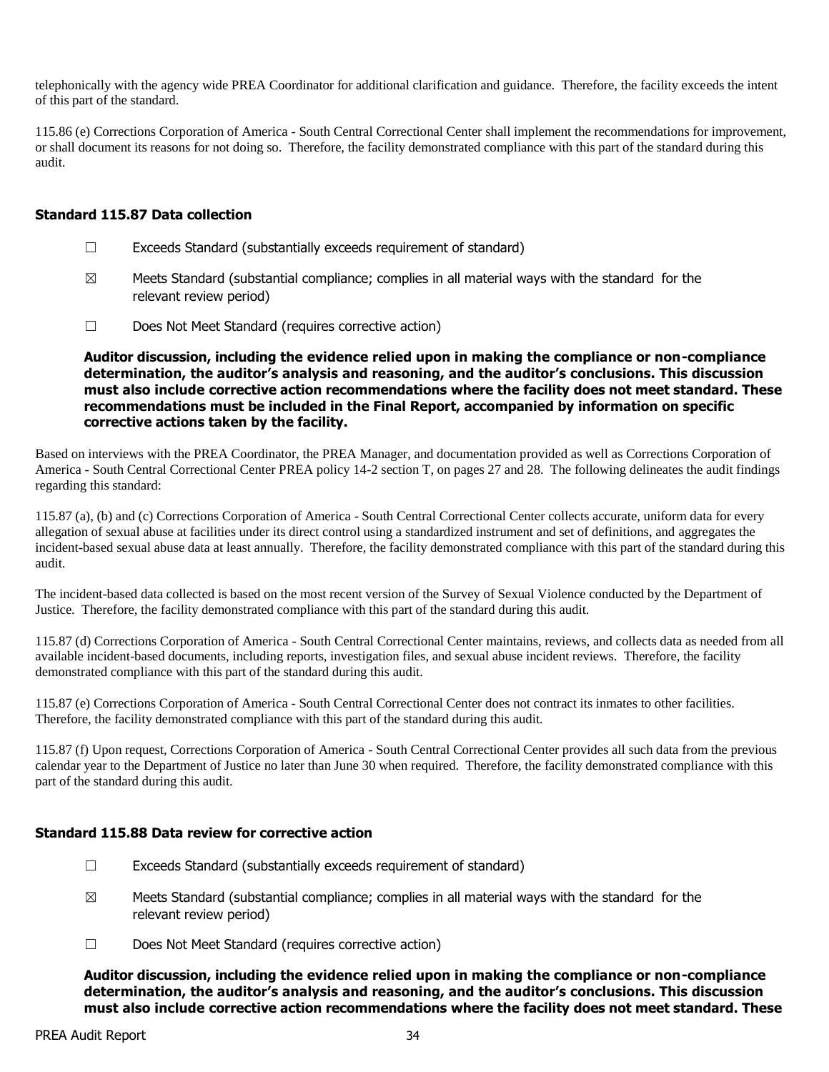telephonically with the agency wide PREA Coordinator for additional clarification and guidance. Therefore, the facility exceeds the intent of this part of the standard.

115.86 (e) Corrections Corporation of America - South Central Correctional Center shall implement the recommendations for improvement, or shall document its reasons for not doing so. Therefore, the facility demonstrated compliance with this part of the standard during this audit.

### Standard 115.87 Data collection

☐ Exceeds Standard (substantially exceeds requirement of standard)

☒ Meets Standard (substantial compliance; complies in all material ways with the standard for the relevant review period)

☐ Does Not Meet Standard (requires corrective action)

**Auditor discussion, including the evidence relied upon in making the compliance or non-compliance determination, the auditor's analysis and reasoning, and the auditor's conclusions. This discussion must also include corrective action recommendations where the facility does not meet standard. These recommendations must be included in the Final Report, accompanied by information on specific corrective actions taken by the facility.**

Based on interviews with the PREA Coordinator, the PREA Manager, and documentation provided as well as Corrections Corporation of America - South Central Correctional Center PREA policy 14-2 section T, on pages 27 and 28. The following delineates the audit findings regarding this standard:

115.87 (a), (b) and (c) Corrections Corporation of America - South Central Correctional Center collects accurate, uniform data for every allegation of sexual abuse at facilities under its direct control using a standardized instrument and set of definitions, and aggregates the incident-based sexual abuse data at least annually. Therefore, the facility demonstrated compliance with this part of the standard during this audit.

The incident-based data collected is based on the most recent version of the Survey of Sexual Violence conducted by the Department of Justice. Therefore, the facility demonstrated compliance with this part of the standard during this audit.

115.87 (d) Corrections Corporation of America - South Central Correctional Center maintains, reviews, and collects data as needed from all available incident-based documents, including reports, investigation files, and sexual abuse incident reviews. Therefore, the facility demonstrated compliance with this part of the standard during this audit.

115.87 (e) Corrections Corporation of America - South Central Correctional Center does not contract its inmates to other facilities. Therefore, the facility demonstrated compliance with this part of the standard during this audit.

115.87 (f) Upon request, Corrections Corporation of America - South Central Correctional Center provides all such data from the previous calendar year to the Department of Justice no later than June 30 when required. Therefore, the facility demonstrated compliance with this part of the standard during this audit.

### Standard 115.88 Data review for corrective action

☐ Exceeds Standard (substantially exceeds requirement of standard)

☒ Meets Standard (substantial compliance; complies in all material ways with the standard for the relevant review period)

☐ Does Not Meet Standard (requires corrective action)

**Auditor discussion, including the evidence relied upon in making the compliance or non-compliance determination, the auditor's analysis and reasoning, and the auditor's conclusions. This discussion must also include corrective action recommendations where the facility does not meet standard. These**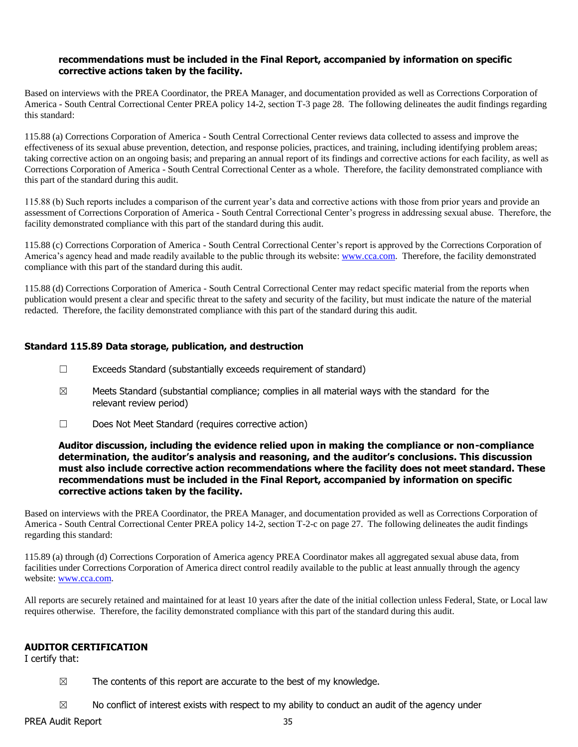**recommendations must be included in the Final Report, accompanied by information on specific corrective actions taken by the facility.**

Based on interviews with the PREA Coordinator, the PREA Manager, and documentation provided as well as Corrections Corporation of America - South Central Correctional Center PREA policy 14-2, section T-3 page 28. The following delineates the audit findings regarding this standard:

115.88 (a) Corrections Corporation of America - South Central Correctional Center reviews data collected to assess and improve the effectiveness of its sexual abuse prevention, detection, and response policies, practices, and training, including identifying problem areas; taking corrective action on an ongoing basis; and preparing an annual report of its findings and corrective actions for each facility, as well as Corrections Corporation of America - South Central Correctional Center as a whole. Therefore, the facility demonstrated compliance with this part of the standard during this audit.

115.88 (b) Such reports includes a comparison of the current year's data and corrective actions with those from prior years and provide an assessment of Corrections Corporation of America - South Central Correctional Center's progress in addressing sexual abuse. Therefore, the facility demonstrated compliance with this part of the standard during this audit.

115.88 (c) Corrections Corporation of America - South Central Correctional Center's report is approved by the Corrections Corporation of America's agency head and made readily available to the public through its website: www.cca.com. Therefore, the facility demonstrated compliance with this part of the standard during this audit.

115.88 (d) Corrections Corporation of America - South Central Correctional Center may redact specific material from the reports when publication would present a clear and specific threat to the safety and security of the facility, but must indicate the nature of the material redacted. Therefore, the facility demonstrated compliance with this part of the standard during this audit.

### Standard 115.89 Data storage, publication, and destruction

☐ Exceeds Standard (substantially exceeds requirement of standard)

☒ Meets Standard (substantial compliance; complies in all material ways with the standard for the relevant review period)

☐ Does Not Meet Standard (requires corrective action)

**Auditor discussion, including the evidence relied upon in making the compliance or non-compliance determination, the auditor's analysis and reasoning, and the auditor's conclusions. This discussion must also include corrective action recommendations where the facility does not meet standard. These recommendations must be included in the Final Report, accompanied by information on specific corrective actions taken by the facility.**

Based on interviews with the PREA Coordinator, the PREA Manager, and documentation provided as well as Corrections Corporation of America - South Central Correctional Center PREA policy 14-2, section T-2-c on page 27. The following delineates the audit findings regarding this standard:

115.89 (a) through (d) Corrections Corporation of America agency PREA Coordinator makes all aggregated sexual abuse data, from facilities under Corrections Corporation of America direct control readily available to the public at least annually through the agency website: www.cca.com.

All reports are securely retained and maintained for at least 10 years after the date of the initial collection unless Federal, State, or Local law requires otherwise. Therefore, the facility demonstrated compliance with this part of the standard during this audit.

### AUDITOR CERTIFICATION

I certify that:

☒ The contents of this report are accurate to the best of my knowledge.

☒ No conflict of interest exists with respect to my ability to conduct an audit of the agency under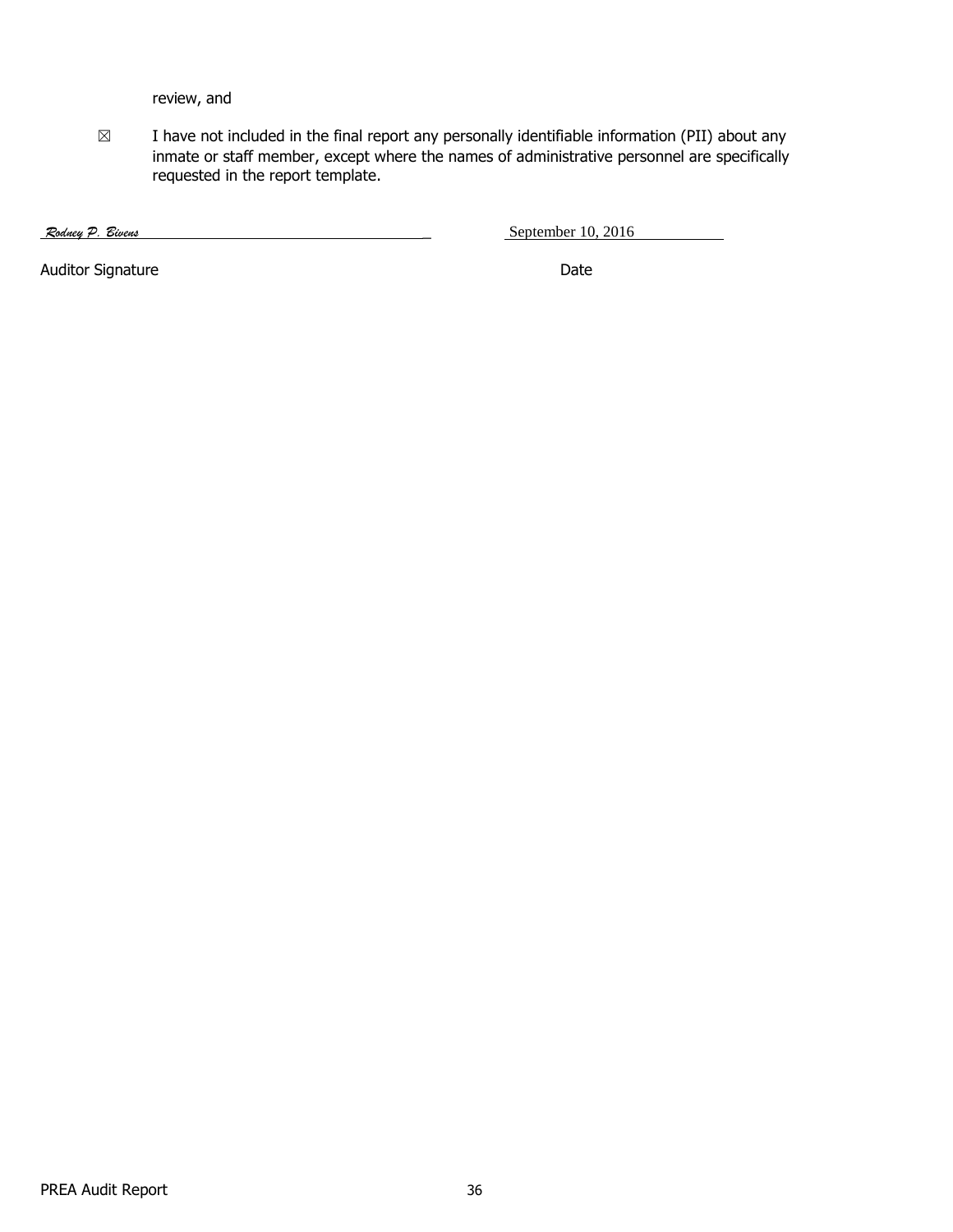review, and

☒ I have not included in the final report any personally identifiable information (PII) about any inmate or staff member, except where the names of administrative personnel are specifically requested in the report template.

*Rodney P. Bivens* September 10, 2016

Auditor Signature Date